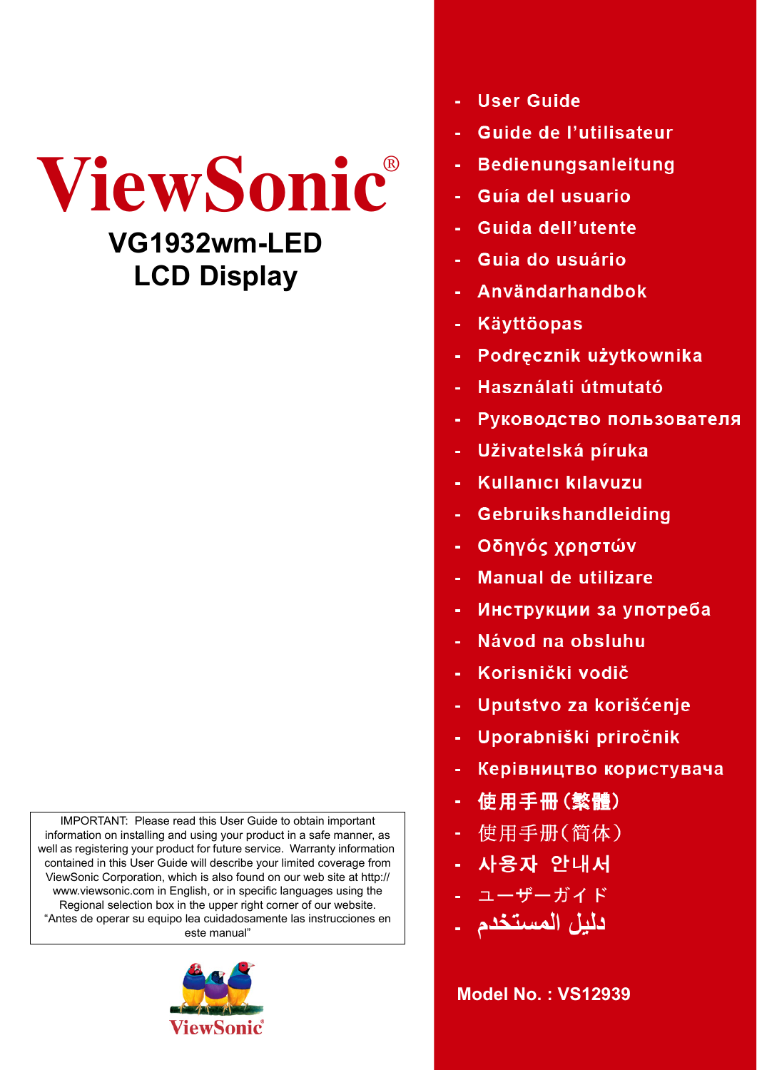# ViewSonic®

## VG1932wm-LED
## LCD Display

- User Guide
- Guide de l'utilisateur
- Bedienungsanleitung
- Guía del usuario
- Guida dell'utente
- Guia do usuário
- Användarhandbok
- Käyttöopas
- Podręcznik użytkownika
- Használati útmutató
- Руководство пользователя
- Uživatelská píruka
- Kullanıcı kılavuzu
- Gebruikshandleiding
- Οδηγός χρηστών
- Manual de utilizare
- Инструкции за употреба
- Návod na obsluhu
- Korisnički vodič
- Uputstvo za korišćenje
- Uporabniški priročnik
- Керівництво користувача
- 使用手冊(繁體)
- 使用手册(简体)
- 사용자 안내서
- ユーザーガイド
- دليل المستخدم

IMPORTANT: Please read this User Guide to obtain important information on installing and using your product in a safe manner, as well as registering your product for future service. Warranty information contained in this User Guide will describe your limited coverage from ViewSonic Corporation, which is also found on our web site at http://www.viewsonic.com in English, or in specific languages using the Regional selection box in the upper right corner of our website. "Antes de operar su equipo lea cuidadosamente las instrucciones en este manual"

ViewSonic®

**Model No. : VS12939**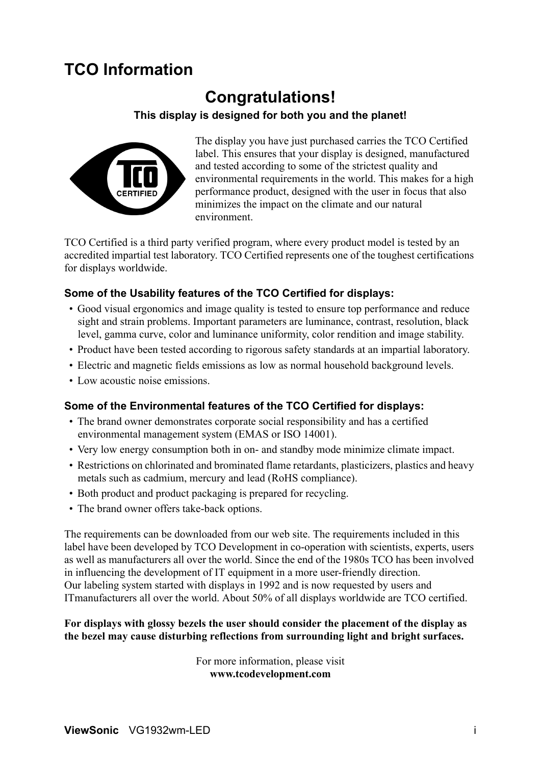# TCO Information

## Congratulations!

**This display is designed for both you and the planet!**

The display you have just purchased carries the TCO Certified label. This ensures that your display is designed, manufactured and tested according to some of the strictest quality and environmental requirements in the world. This makes for a high performance product, designed with the user in focus that also minimizes the impact on the climate and our natural environment.

TCO Certified is a third party verified program, where every product model is tested by an accredited impartial test laboratory. TCO Certified represents one of the toughest certifications for displays worldwide.

### Some of the Usability features of the TCO Certified for displays:

- Good visual ergonomics and image quality is tested to ensure top performance and reduce sight and strain problems. Important parameters are luminance, contrast, resolution, black level, gamma curve, color and luminance uniformity, color rendition and image stability.
- Product have been tested according to rigorous safety standards at an impartial laboratory.
- Electric and magnetic fields emissions as low as normal household background levels.
- Low acoustic noise emissions.

### Some of the Environmental features of the TCO Certified for displays:

- The brand owner demonstrates corporate social responsibility and has a certified environmental management system (EMAS or ISO 14001).
- Very low energy consumption both in on- and standby mode minimize climate impact.
- Restrictions on chlorinated and brominated flame retardants, plasticizers, plastics and heavy metals such as cadmium, mercury and lead (RoHS compliance).
- Both product and product packaging is prepared for recycling.
- The brand owner offers take-back options.

The requirements can be downloaded from our web site. The requirements included in this label have been developed by TCO Development in co-operation with scientists, experts, users as well as manufacturers all over the world. Since the end of the 1980s TCO has been involved in influencing the development of IT equipment in a more user-friendly direction.
Our labeling system started with displays in 1992 and is now requested by users and ITmanufacturers all over the world. About 50% of all displays worldwide are TCO certified.

**For displays with glossy bezels the user should consider the placement of the display as the bezel may cause disturbing reflections from surrounding light and bright surfaces.**

For more information, please visit
**www.tcodevelopment.com**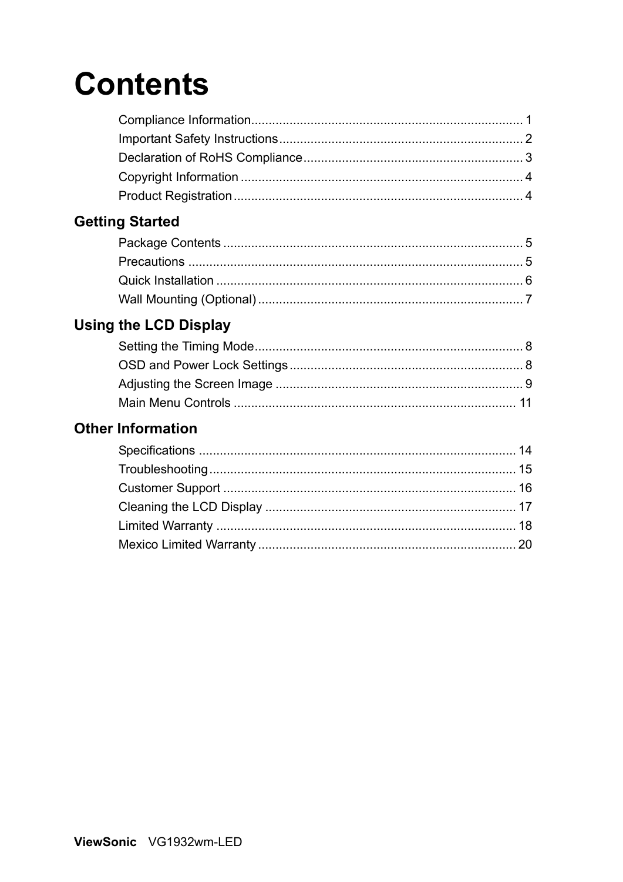# Contents

Compliance Information ............................................................................ 1
Important Safety Instructions ..................................................................... 2
Declaration of RoHS Compliance .............................................................. 3
Copyright Information ................................................................................ 4
Product Registration .................................................................................. 4

## Getting Started

Package Contents ..................................................................................... 5
Precautions ............................................................................................... 5
Quick Installation ....................................................................................... 6
Wall Mounting (Optional) ........................................................................... 7

## Using the LCD Display

Setting the Timing Mode ............................................................................ 8
OSD and Power Lock Settings .................................................................. 8
Adjusting the Screen Image ...................................................................... 9
Main Menu Controls ................................................................................ 11

## Other Information

Specifications .......................................................................................... 14
Troubleshooting ....................................................................................... 15
Customer Support ................................................................................... 16
Cleaning the LCD Display ....................................................................... 17
Limited Warranty ..................................................................................... 18
Mexico Limited Warranty ......................................................................... 20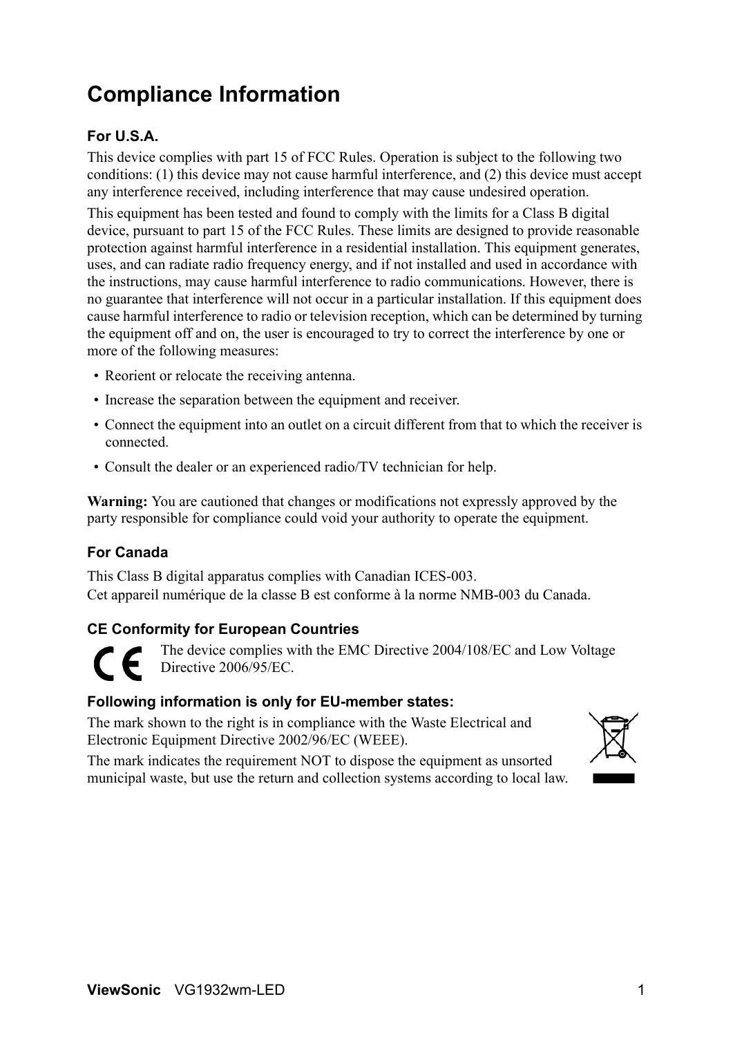# Compliance Information

### For U.S.A.

This device complies with part 15 of FCC Rules. Operation is subject to the following two conditions: (1) this device may not cause harmful interference, and (2) this device must accept any interference received, including interference that may cause undesired operation.

This equipment has been tested and found to comply with the limits for a Class B digital device, pursuant to part 15 of the FCC Rules. These limits are designed to provide reasonable protection against harmful interference in a residential installation. This equipment generates, uses, and can radiate radio frequency energy, and if not installed and used in accordance with the instructions, may cause harmful interference to radio communications. However, there is no guarantee that interference will not occur in a particular installation. If this equipment does cause harmful interference to radio or television reception, which can be determined by turning the equipment off and on, the user is encouraged to try to correct the interference by one or more of the following measures:

- Reorient or relocate the receiving antenna.
- Increase the separation between the equipment and receiver.
- Connect the equipment into an outlet on a circuit different from that to which the receiver is connected.
- Consult the dealer or an experienced radio/TV technician for help.

**Warning:** You are cautioned that changes or modifications not expressly approved by the party responsible for compliance could void your authority to operate the equipment.

### For Canada

This Class B digital apparatus complies with Canadian ICES-003.
Cet appareil numérique de la classe B est conforme à la norme NMB-003 du Canada.

### CE Conformity for European Countries

The device complies with the EMC Directive 2004/108/EC and Low Voltage Directive 2006/95/EC.

### Following information is only for EU-member states:

The mark shown to the right is in compliance with the Waste Electrical and Electronic Equipment Directive 2002/96/EC (WEEE).

The mark indicates the requirement NOT to dispose the equipment as unsorted municipal waste, but use the return and collection systems according to local law.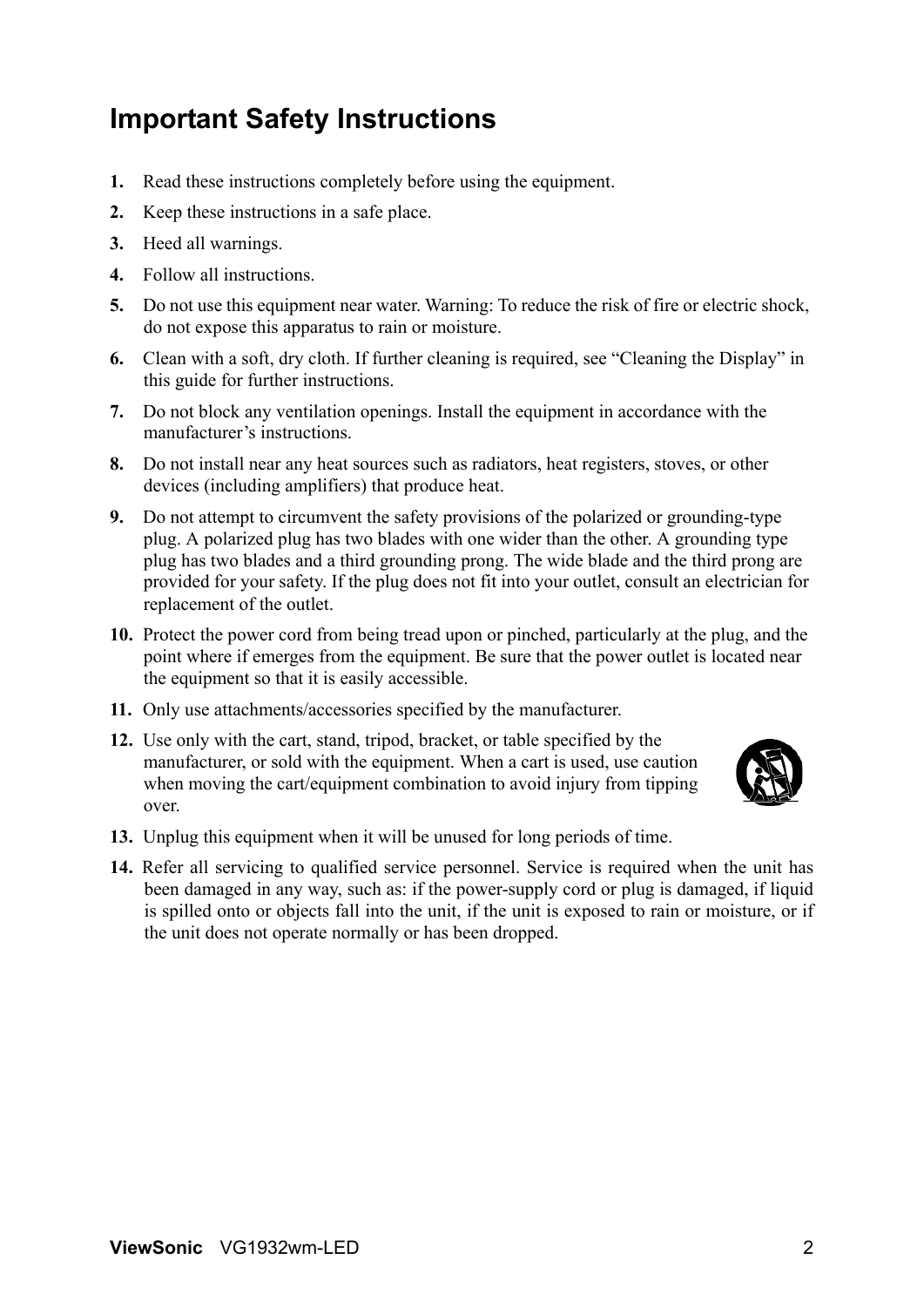# Important Safety Instructions

1. Read these instructions completely before using the equipment.
2. Keep these instructions in a safe place.
3. Heed all warnings.
4. Follow all instructions.
5. Do not use this equipment near water. Warning: To reduce the risk of fire or electric shock, do not expose this apparatus to rain or moisture.
6. Clean with a soft, dry cloth. If further cleaning is required, see “Cleaning the Display” in this guide for further instructions.
7. Do not block any ventilation openings. Install the equipment in accordance with the manufacturer’s instructions.
8. Do not install near any heat sources such as radiators, heat registers, stoves, or other devices (including amplifiers) that produce heat.
9. Do not attempt to circumvent the safety provisions of the polarized or grounding-type plug. A polarized plug has two blades with one wider than the other. A grounding type plug has two blades and a third grounding prong. The wide blade and the third prong are provided for your safety. If the plug does not fit into your outlet, consult an electrician for replacement of the outlet.
10. Protect the power cord from being tread upon or pinched, particularly at the plug, and the point where if emerges from the equipment. Be sure that the power outlet is located near the equipment so that it is easily accessible.
11. Only use attachments/accessories specified by the manufacturer.
12. Use only with the cart, stand, tripod, bracket, or table specified by the manufacturer, or sold with the equipment. When a cart is used, use caution when moving the cart/equipment combination to avoid injury from tipping over.
13. Unplug this equipment when it will be unused for long periods of time.
14. Refer all servicing to qualified service personnel. Service is required when the unit has been damaged in any way, such as: if the power-supply cord or plug is damaged, if liquid is spilled onto or objects fall into the unit, if the unit is exposed to rain or moisture, or if the unit does not operate normally or has been dropped.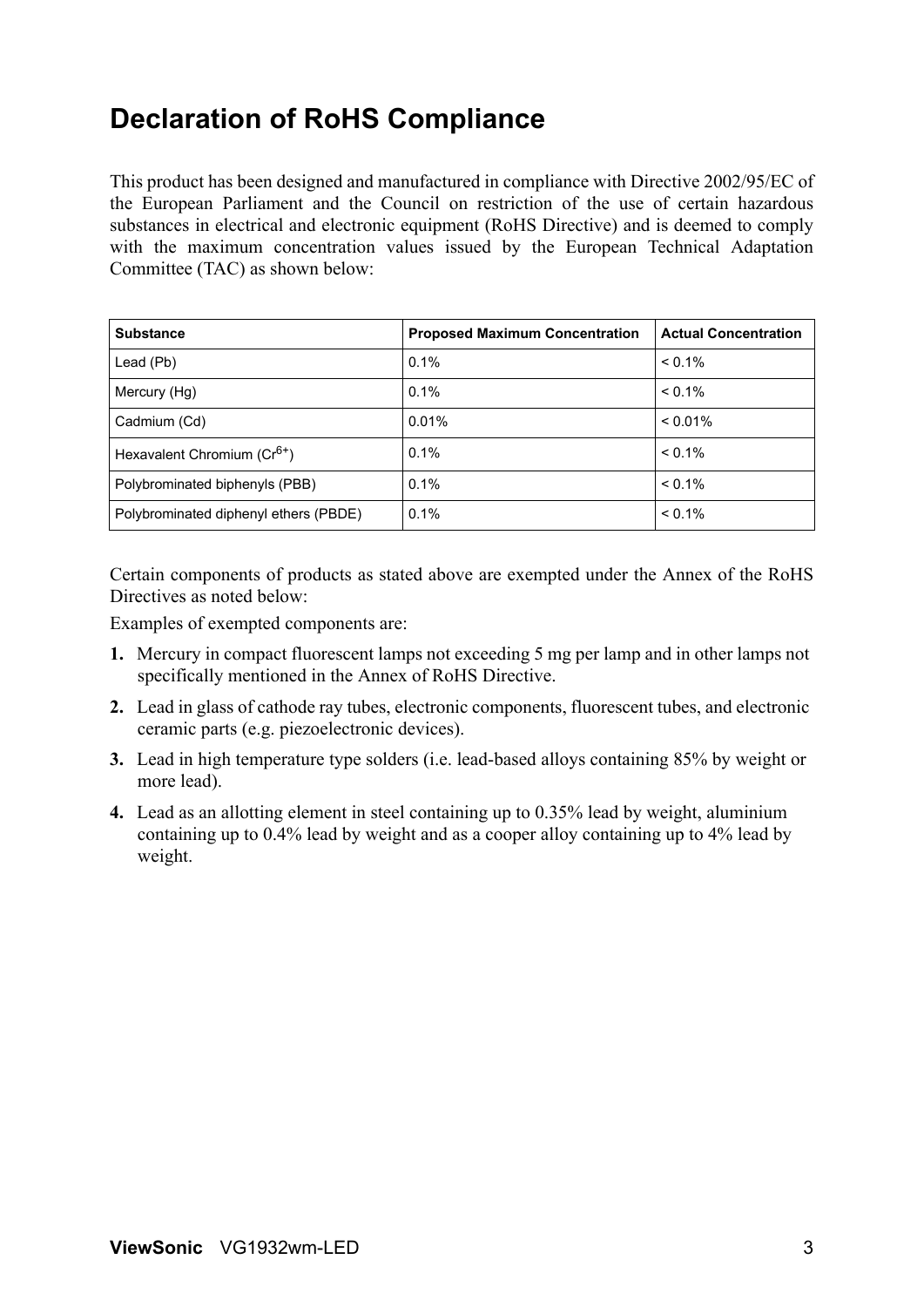# Declaration of RoHS Compliance

This product has been designed and manufactured in compliance with Directive 2002/95/EC of the European Parliament and the Council on restriction of the use of certain hazardous substances in electrical and electronic equipment (RoHS Directive) and is deemed to comply with the maximum concentration values issued by the European Technical Adaptation Committee (TAC) as shown below:

| Substance | Proposed Maximum Concentration | Actual Concentration |
| --- | --- | --- |
| Lead (Pb) | 0.1% | < 0.1% |
| Mercury (Hg) | 0.1% | < 0.1% |
| Cadmium (Cd) | 0.01% | < 0.01% |
| Hexavalent Chromium ($Cr^{6+}$) | 0.1% | < 0.1% |
| Polybrominated biphenyls (PBB) | 0.1% | < 0.1% |
| Polybrominated diphenyl ethers (PBDE) | 0.1% | < 0.1% |

Certain components of products as stated above are exempted under the Annex of the RoHS Directives as noted below:

Examples of exempted components are:

1. Mercury in compact fluorescent lamps not exceeding 5 mg per lamp and in other lamps not specifically mentioned in the Annex of RoHS Directive.
2. Lead in glass of cathode ray tubes, electronic components, fluorescent tubes, and electronic ceramic parts (e.g. piezoelectronic devices).
3. Lead in high temperature type solders (i.e. lead-based alloys containing 85% by weight or more lead).
4. Lead as an allotting element in steel containing up to 0.35% lead by weight, aluminium containing up to 0.4% lead by weight and as a cooper alloy containing up to 4% lead by weight.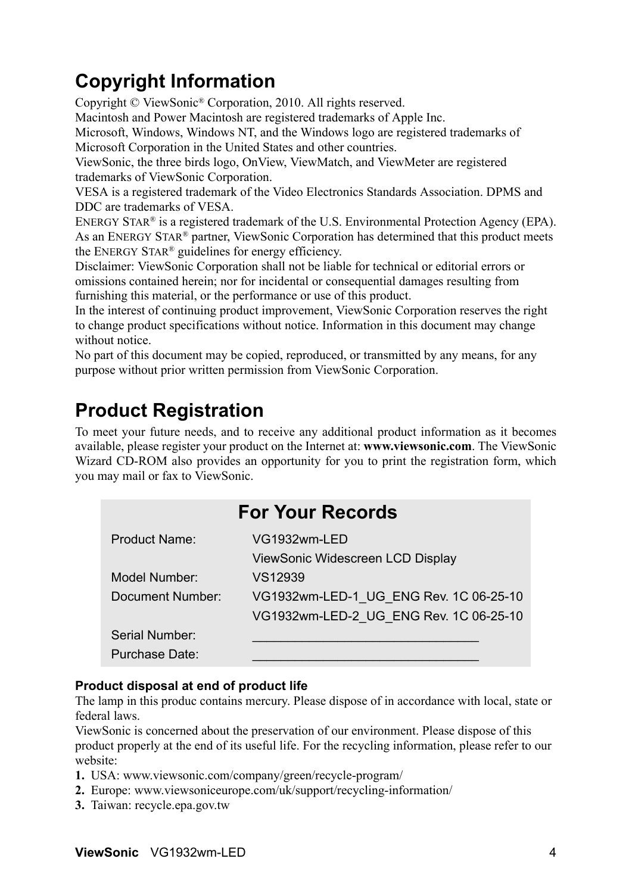## Copyright Information

Copyright © ViewSonic® Corporation, 2010. All rights reserved.
Macintosh and Power Macintosh are registered trademarks of Apple Inc.
Microsoft, Windows, Windows NT, and the Windows logo are registered trademarks of Microsoft Corporation in the United States and other countries.
ViewSonic, the three birds logo, OnView, ViewMatch, and ViewMeter are registered trademarks of ViewSonic Corporation.
VESA is a registered trademark of the Video Electronics Standards Association. DPMS and DDC are trademarks of VESA.
ENERGY STAR® is a registered trademark of the U.S. Environmental Protection Agency (EPA). As an ENERGY STAR® partner, ViewSonic Corporation has determined that this product meets the ENERGY STAR® guidelines for energy efficiency.
Disclaimer: ViewSonic Corporation shall not be liable for technical or editorial errors or omissions contained herein; nor for incidental or consequential damages resulting from furnishing this material, or the performance or use of this product.
In the interest of continuing product improvement, ViewSonic Corporation reserves the right to change product specifications without notice. Information in this document may change without notice.
No part of this document may be copied, reproduced, or transmitted by any means, for any purpose without prior written permission from ViewSonic Corporation.

## Product Registration

To meet your future needs, and to receive any additional product information as it becomes available, please register your product on the Internet at: **www.viewsonic.com**. The ViewSonic Wizard CD-ROM also provides an opportunity for you to print the registration form, which you may mail or fax to ViewSonic.

| For Your Records | |
|---|---|
| Product Name: | VG1932wm-LED |
| | ViewSonic Widescreen LCD Display |
| Model Number: | VS12939 |
| Document Number: | VG1932wm-LED-1_UG_ENG Rev. 1C 06-25-10 |
| | VG1932wm-LED-2_UG_ENG Rev. 1C 06-25-10 |
| Serial Number: | ______________________________ |
| Purchase Date: | ______________________________ |

**Product disposal at end of product life**

The lamp in this produc contains mercury. Please dispose of in accordance with local, state or federal laws.
ViewSonic is concerned about the preservation of our environment. Please dispose of this product properly at the end of its useful life. For the recycling information, please refer to our website:

1. USA: www.viewsonic.com/company/green/recycle-program/
2. Europe: www.viewsoniceurope.com/uk/support/recycling-information/
3. Taiwan: recycle.epa.gov.tw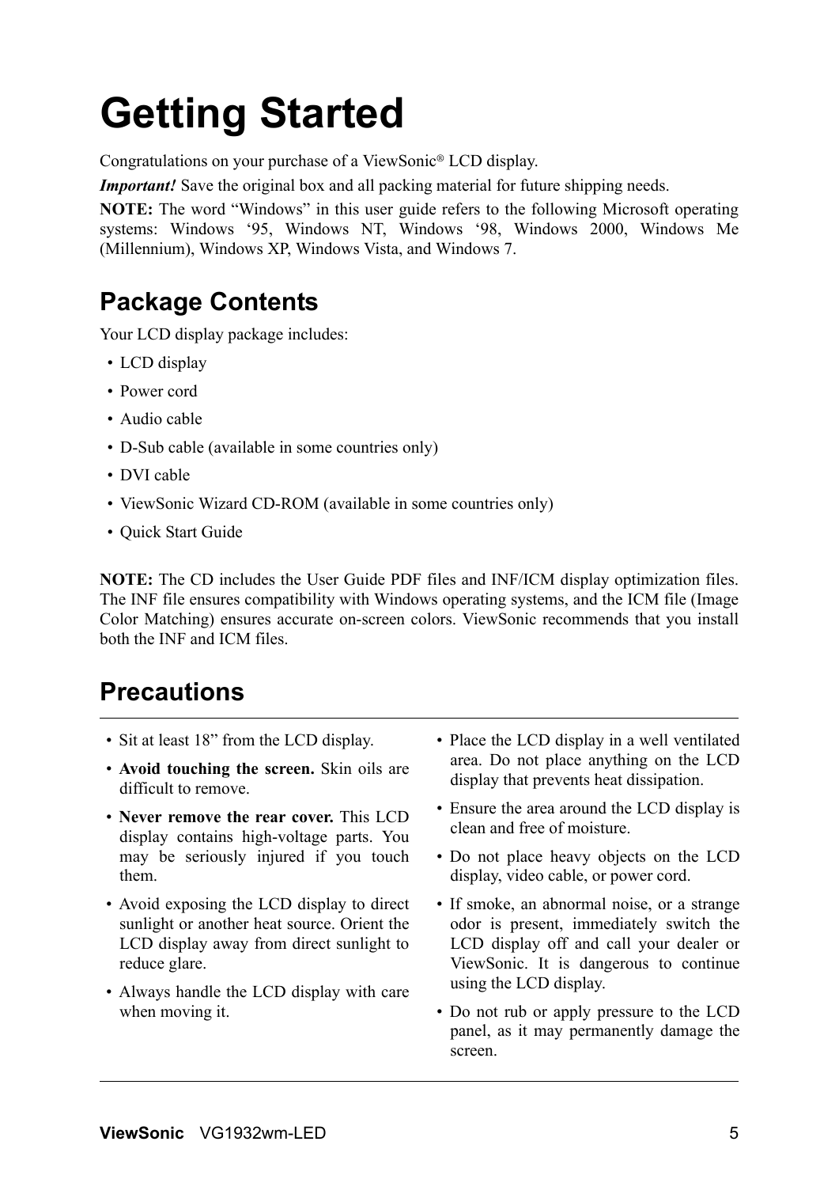# Getting Started

Congratulations on your purchase of a ViewSonic® LCD display.

***Important!*** Save the original box and all packing material for future shipping needs.

**NOTE:** The word "Windows" in this user guide refers to the following Microsoft operating systems: Windows '95, Windows NT, Windows '98, Windows 2000, Windows Me (Millennium), Windows XP, Windows Vista, and Windows 7.

## Package Contents

Your LCD display package includes:

- LCD display
- Power cord
- Audio cable
- D-Sub cable (available in some countries only)
- DVI cable
- ViewSonic Wizard CD-ROM (available in some countries only)
- Quick Start Guide

**NOTE:** The CD includes the User Guide PDF files and INF/ICM display optimization files. The INF file ensures compatibility with Windows operating systems, and the ICM file (Image Color Matching) ensures accurate on-screen colors. ViewSonic recommends that you install both the INF and ICM files.

## Precautions

- Sit at least 18" from the LCD display.
- **Avoid touching the screen.** Skin oils are difficult to remove.
- **Never remove the rear cover.** This LCD display contains high-voltage parts. You may be seriously injured if you touch them.
- Avoid exposing the LCD display to direct sunlight or another heat source. Orient the LCD display away from direct sunlight to reduce glare.
- Always handle the LCD display with care when moving it.
- Place the LCD display in a well ventilated area. Do not place anything on the LCD display that prevents heat dissipation.
- Ensure the area around the LCD display is clean and free of moisture.
- Do not place heavy objects on the LCD display, video cable, or power cord.
- If smoke, an abnormal noise, or a strange odor is present, immediately switch the LCD display off and call your dealer or ViewSonic. It is dangerous to continue using the LCD display.
- Do not rub or apply pressure to the LCD panel, as it may permanently damage the screen.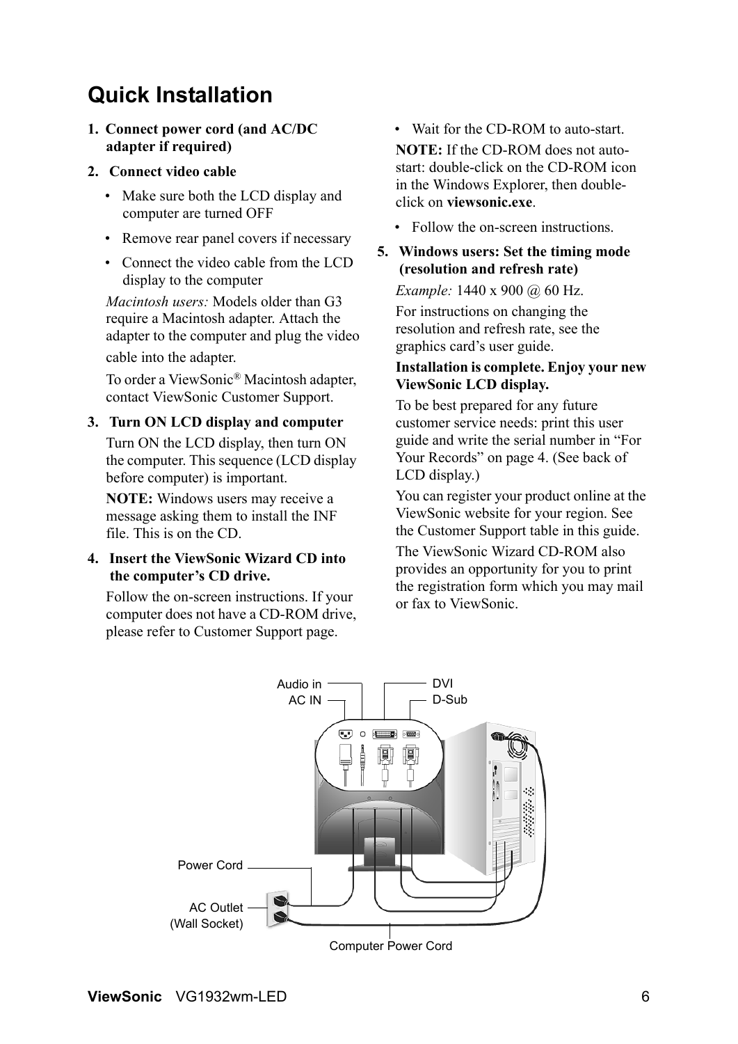# Quick Installation

1. **Connect power cord (and AC/DC adapter if required)**
2. **Connect video cable**
   - Make sure both the LCD display and computer are turned OFF
   - Remove rear panel covers if necessary
   - Connect the video cable from the LCD display to the computer

   *Macintosh users:* Models older than G3 require a Macintosh adapter. Attach the adapter to the computer and plug the video cable into the adapter.

   To order a ViewSonic® Macintosh adapter, contact ViewSonic Customer Support.
3. **Turn ON LCD display and computer**

   Turn ON the LCD display, then turn ON the computer. This sequence (LCD display before computer) is important.

   **NOTE:** Windows users may receive a message asking them to install the INF file. This is on the CD.
4. **Insert the ViewSonic Wizard CD into the computer's CD drive.**

   Follow the on-screen instructions. If your computer does not have a CD-ROM drive, please refer to Customer Support page.
   - Wait for the CD-ROM to auto-start.

   **NOTE:** If the CD-ROM does not auto-start: double-click on the CD-ROM icon in the Windows Explorer, then double-click on **viewsonic.exe**.
   - Follow the on-screen instructions.
5. **Windows users: Set the timing mode (resolution and refresh rate)**

   *Example:* 1440 x 900 @ 60 Hz.

   For instructions on changing the resolution and refresh rate, see the graphics card's user guide.

**Installation is complete. Enjoy your new ViewSonic LCD display.**

To be best prepared for any future customer service needs: print this user guide and write the serial number in "For Your Records" on page 4. (See back of LCD display.)

You can register your product online at the ViewSonic website for your region. See the Customer Support table in this guide.

The ViewSonic Wizard CD-ROM also provides an opportunity for you to print the registration form which you may mail or fax to ViewSonic.

Audio in
AC IN
DVI
D-Sub
Power Cord
AC Outlet (Wall Socket)
Computer Power Cord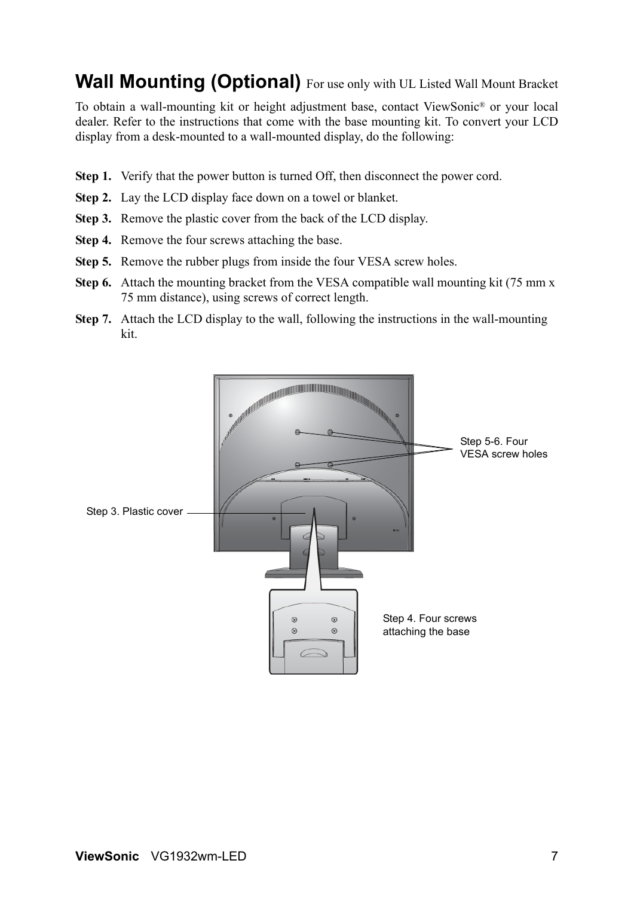## Wall Mounting (Optional) For use only with UL Listed Wall Mount Bracket

To obtain a wall-mounting kit or height adjustment base, contact ViewSonic® or your local dealer. Refer to the instructions that come with the base mounting kit. To convert your LCD display from a desk-mounted to a wall-mounted display, do the following:

**Step 1.** Verify that the power button is turned Off, then disconnect the power cord.

**Step 2.** Lay the LCD display face down on a towel or blanket.

**Step 3.** Remove the plastic cover from the back of the LCD display.

**Step 4.** Remove the four screws attaching the base.

**Step 5.** Remove the rubber plugs from inside the four VESA screw holes.

**Step 6.** Attach the mounting bracket from the VESA compatible wall mounting kit (75 mm x 75 mm distance), using screws of correct length.

**Step 7.** Attach the LCD display to the wall, following the instructions in the wall-mounting kit.

Step 5-6. Four VESA screw holes

Step 3. Plastic cover

Step 4. Four screws attaching the base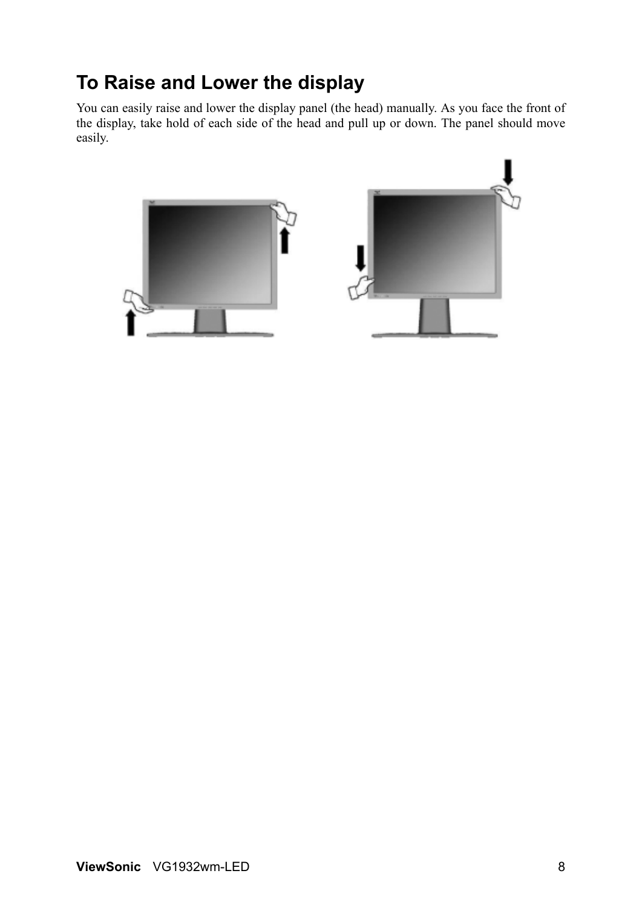## To Raise and Lower the display

You can easily raise and lower the display panel (the head) manually. As you face the front of the display, take hold of each side of the head and pull up or down. The panel should move easily.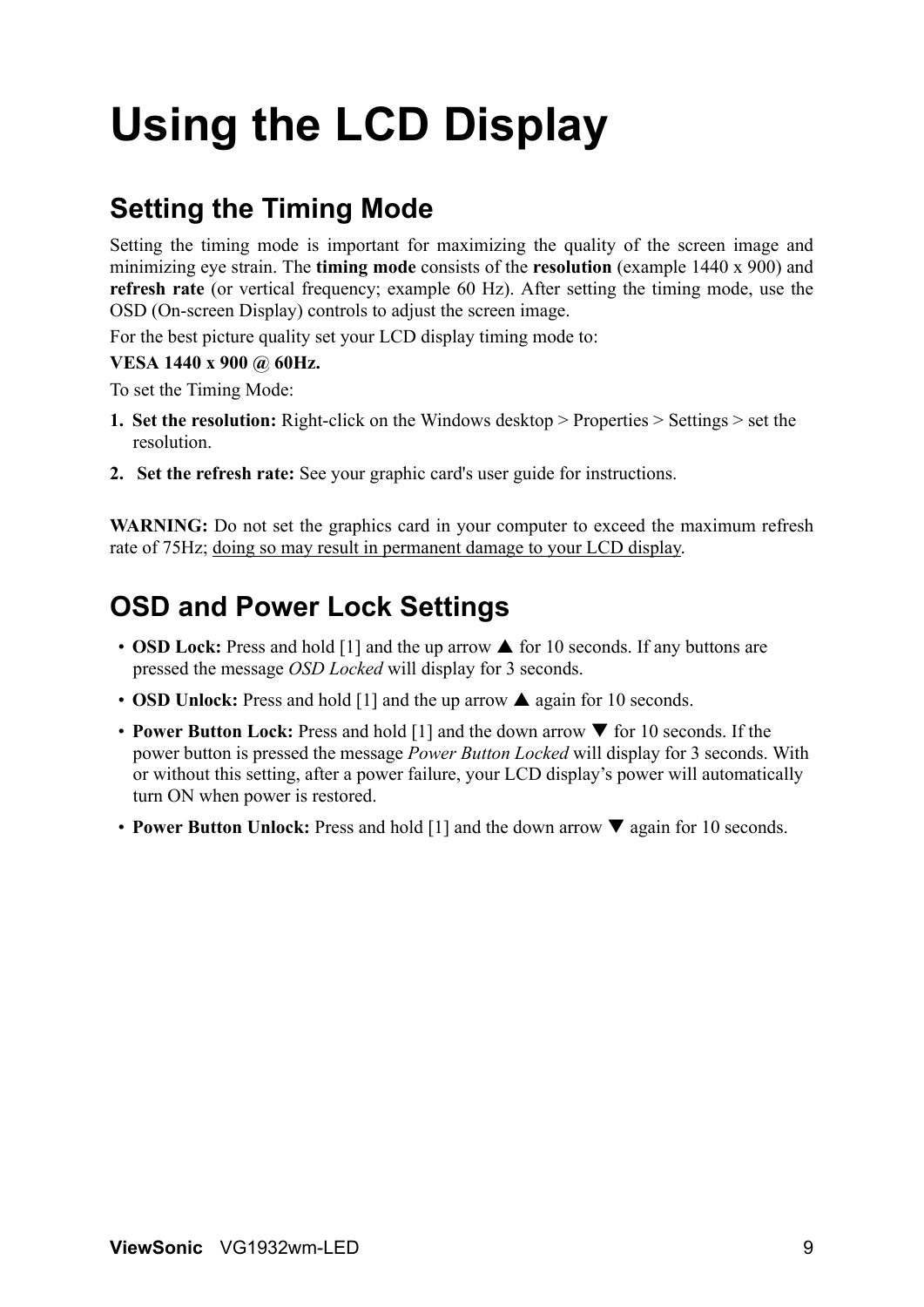# Using the LCD Display

## Setting the Timing Mode

Setting the timing mode is important for maximizing the quality of the screen image and minimizing eye strain. The **timing mode** consists of the **resolution** (example 1440 x 900) and **refresh rate** (or vertical frequency; example 60 Hz). After setting the timing mode, use the OSD (On-screen Display) controls to adjust the screen image.

For the best picture quality set your LCD display timing mode to:

**VESA 1440 x 900 @ 60Hz.**

To set the Timing Mode:

1. **Set the resolution:** Right-click on the Windows desktop > Properties > Settings > set the resolution.
2. **Set the refresh rate:** See your graphic card's user guide for instructions.

**WARNING:** Do not set the graphics card in your computer to exceed the maximum refresh rate of 75Hz; doing so may result in permanent damage to your LCD display.

## OSD and Power Lock Settings

- **OSD Lock:** Press and hold [1] and the up arrow ▲ for 10 seconds. If any buttons are pressed the message *OSD Locked* will display for 3 seconds.
- **OSD Unlock:** Press and hold [1] and the up arrow ▲ again for 10 seconds.
- **Power Button Lock:** Press and hold [1] and the down arrow ▼ for 10 seconds. If the power button is pressed the message *Power Button Locked* will display for 3 seconds. With or without this setting, after a power failure, your LCD display's power will automatically turn ON when power is restored.
- **Power Button Unlock:** Press and hold [1] and the down arrow ▼ again for 10 seconds.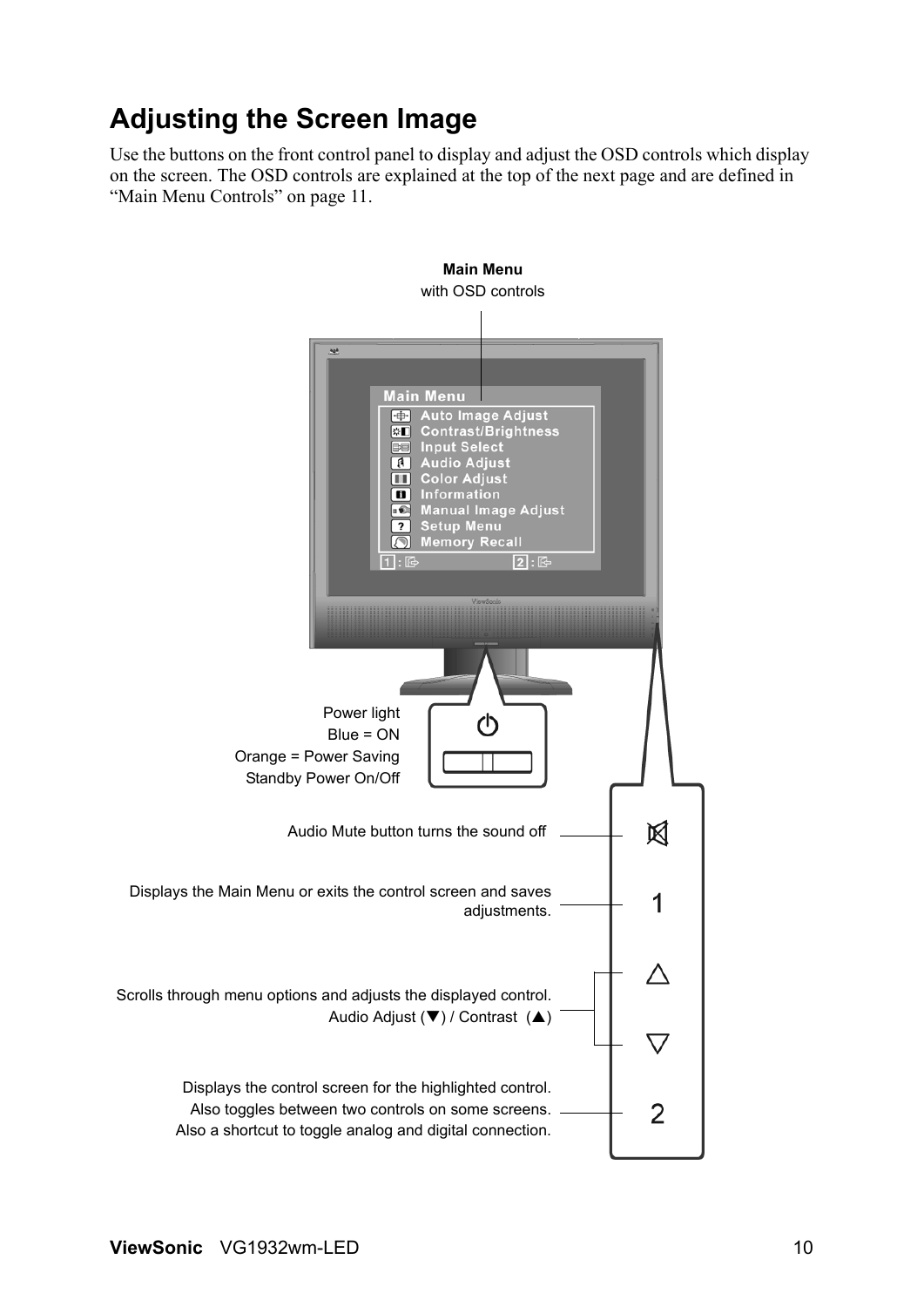# Adjusting the Screen Image

Use the buttons on the front control panel to display and adjust the OSD controls which display on the screen. The OSD controls are explained at the top of the next page and are defined in "Main Menu Controls" on page 11.

**Main Menu**
with OSD controls

Main Menu
- Auto Image Adjust
- Contrast/Brightness
- Input Select
- Audio Adjust
- Color Adjust
- Information
- Manual Image Adjust
- Setup Menu
- Memory Recall

Power light
Blue = ON
Orange = Power Saving
Standby Power On/Off

Audio Mute button turns the sound off

1 — Displays the Main Menu or exits the control screen and saves adjustments.

▲ ▼ — Scrolls through menu options and adjusts the displayed control.
Audio Adjust (▼) / Contrast (▲)

2 — Displays the control screen for the highlighted control.
Also toggles between two controls on some screens.
Also a shortcut to toggle analog and digital connection.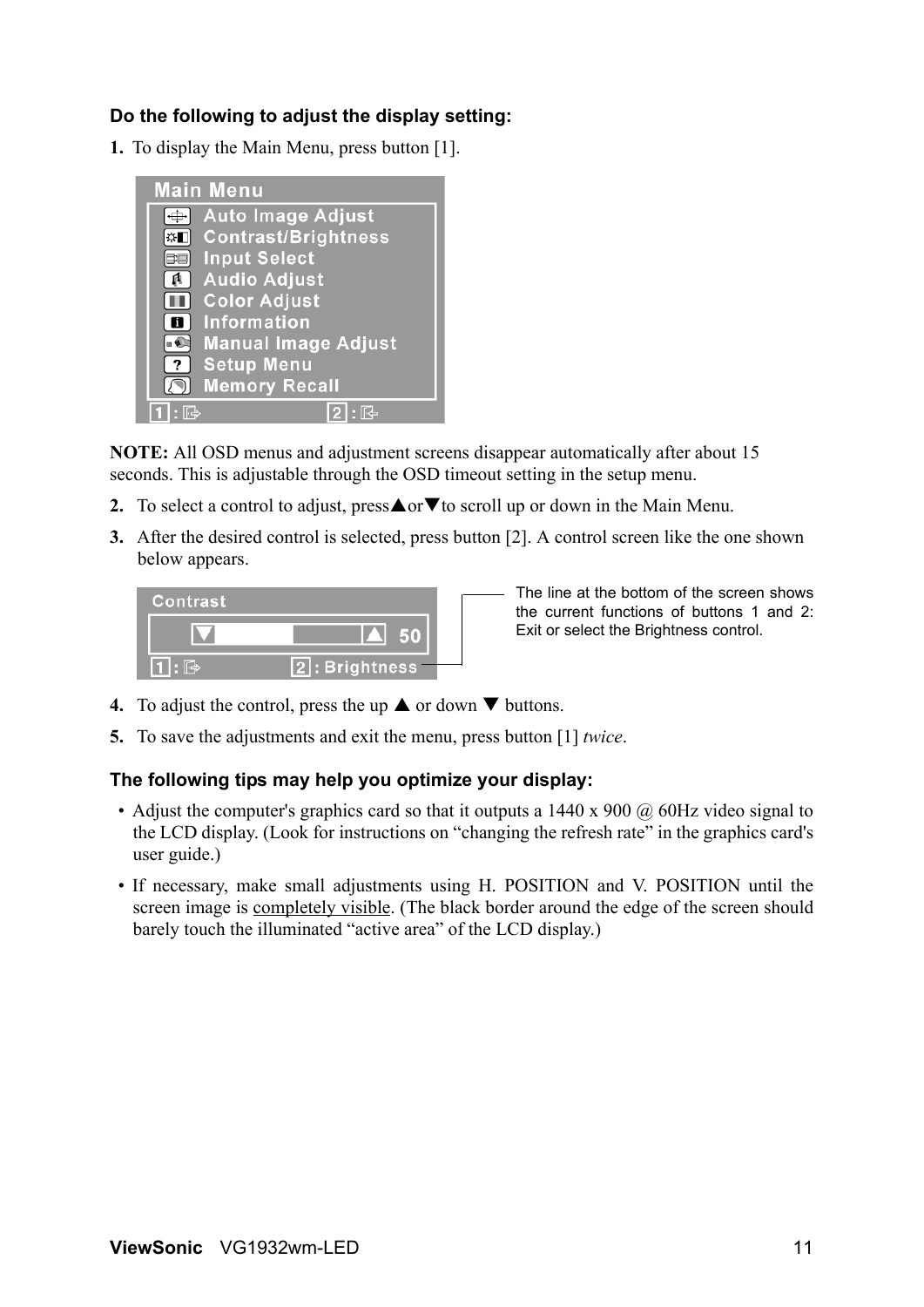**Do the following to adjust the display setting:**

1. To display the Main Menu, press button [1].

Main Menu
- Auto Image Adjust
- Contrast/Brightness
- Input Select
- Audio Adjust
- Color Adjust
- Information
- Manual Image Adjust
- Setup Menu
- Memory Recall

1 : ⇨ 2 : ⇨

**NOTE:** All OSD menus and adjustment screens disappear automatically after about 15 seconds. This is adjustable through the OSD timeout setting in the setup menu.

2. To select a control to adjust, press▲or▼to scroll up or down in the Main Menu.
3. After the desired control is selected, press button [2]. A control screen like the one shown below appears.

Contrast

▼ ▲ 50

1 : ⇨ 2 : Brightness

The line at the bottom of the screen shows the current functions of buttons 1 and 2: Exit or select the Brightness control.

4. To adjust the control, press the up ▲ or down ▼ buttons.
5. To save the adjustments and exit the menu, press button [1] *twice*.

**The following tips may help you optimize your display:**

- Adjust the computer's graphics card so that it outputs a 1440 x 900 @ 60Hz video signal to the LCD display. (Look for instructions on "changing the refresh rate" in the graphics card's user guide.)
- If necessary, make small adjustments using H. POSITION and V. POSITION until the screen image is completely visible. (The black border around the edge of the screen should barely touch the illuminated "active area" of the LCD display.)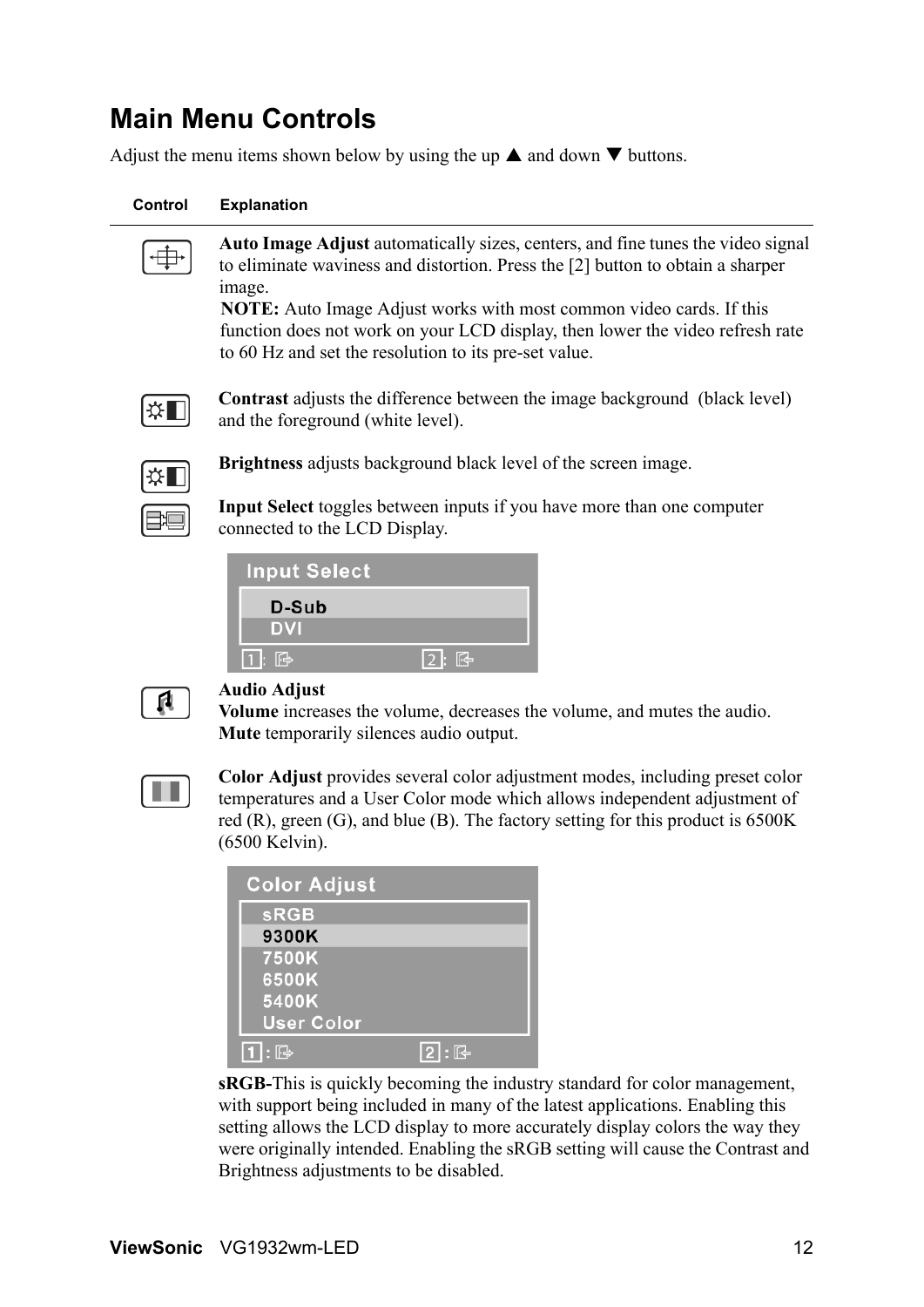# Main Menu Controls

Adjust the menu items shown below by using the up ▲ and down ▼ buttons.

| Control | Explanation |
|---|---|
| | **Auto Image Adjust** automatically sizes, centers, and fine tunes the video signal to eliminate waviness and distortion. Press the [2] button to obtain a sharper image.<br>**NOTE:** Auto Image Adjust works with most common video cards. If this function does not work on your LCD display, then lower the video refresh rate to 60 Hz and set the resolution to its pre-set value. |
| | **Contrast** adjusts the difference between the image background (black level) and the foreground (white level). |
| | **Brightness** adjusts background black level of the screen image. |
| | **Input Select** toggles between inputs if you have more than one computer connected to the LCD Display. |
| | **Audio Adjust**<br>**Volume** increases the volume, decreases the volume, and mutes the audio.<br>**Mute** temporarily silences audio output. |
| | **Color Adjust** provides several color adjustment modes, including preset color temperatures and a User Color mode which allows independent adjustment of red (R), green (G), and blue (B). The factory setting for this product is 6500K (6500 Kelvin). |

Input Select

- D-Sub
- DVI

Color Adjust

- sRGB
- 9300K
- 7500K
- 6500K
- 5400K
- User Color

**sRGB-**This is quickly becoming the industry standard for color management, with support being included in many of the latest applications. Enabling this setting allows the LCD display to more accurately display colors the way they were originally intended. Enabling the sRGB setting will cause the Contrast and Brightness adjustments to be disabled.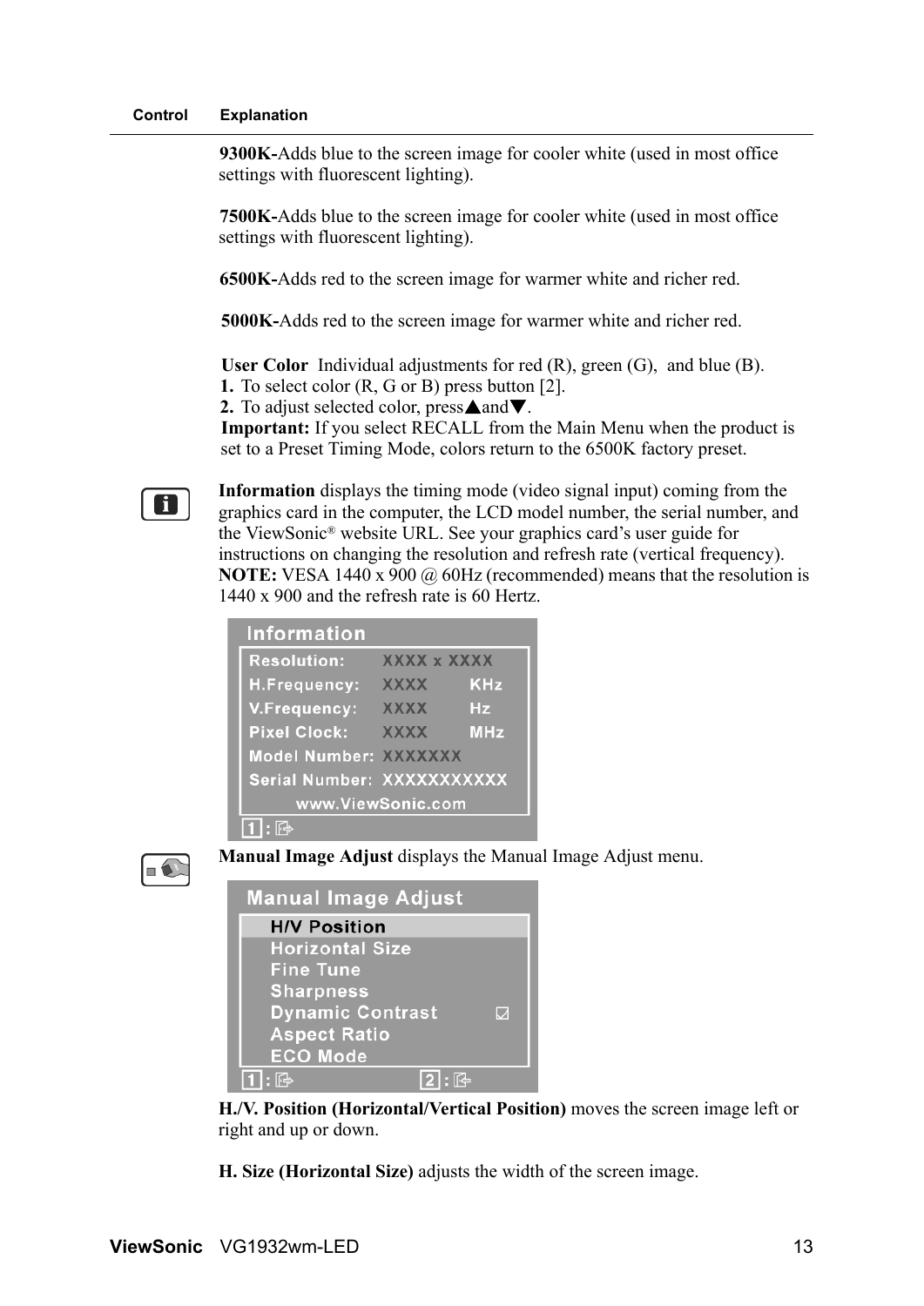| Control | Explanation |
|---|---|
| | **9300K-**Adds blue to the screen image for cooler white (used in most office settings with fluorescent lighting). |
| | **7500K-**Adds blue to the screen image for cooler white (used in most office settings with fluorescent lighting). |
| | **6500K-**Adds red to the screen image for warmer white and richer red. |
| | **5000K-**Adds red to the screen image for warmer white and richer red. |
| | **User Color** Individual adjustments for red (R), green (G), and blue (B).<br>**1.** To select color (R, G or B) press button [2].<br>**2.** To adjust selected color, press ▲and▼.<br>**Important:** If you select RECALL from the Main Menu when the product is set to a Preset Timing Mode, colors return to the 6500K factory preset. |
| | **Information** displays the timing mode (video signal input) coming from the graphics card in the computer, the LCD model number, the serial number, and the ViewSonic® website URL. See your graphics card's user guide for instructions on changing the resolution and refresh rate (vertical frequency).<br>**NOTE:** VESA 1440 x 900 @ 60Hz (recommended) means that the resolution is 1440 x 900 and the refresh rate is 60 Hertz. |

**Information**

| | | |
|---|---|---|
| Resolution: | XXXX x XXXX | |
| H.Frequency: | XXXX | KHz |
| V.Frequency: | XXXX | Hz |
| Pixel Clock: | XXXX | MHz |
| Model Number: | XXXXXXX | |
| Serial Number: | XXXXXXXXXXX | |

www.ViewSonic.com

1 :

**Manual Image Adjust** displays the Manual Image Adjust menu.

**Manual Image Adjust**

- H/V Position
- Horizontal Size
- Fine Tune
- Sharpness
- Dynamic Contrast ☑
- Aspect Ratio
- ECO Mode

1 : 2 :

**H./V. Position (Horizontal/Vertical Position)** moves the screen image left or right and up or down.

**H. Size (Horizontal Size)** adjusts the width of the screen image.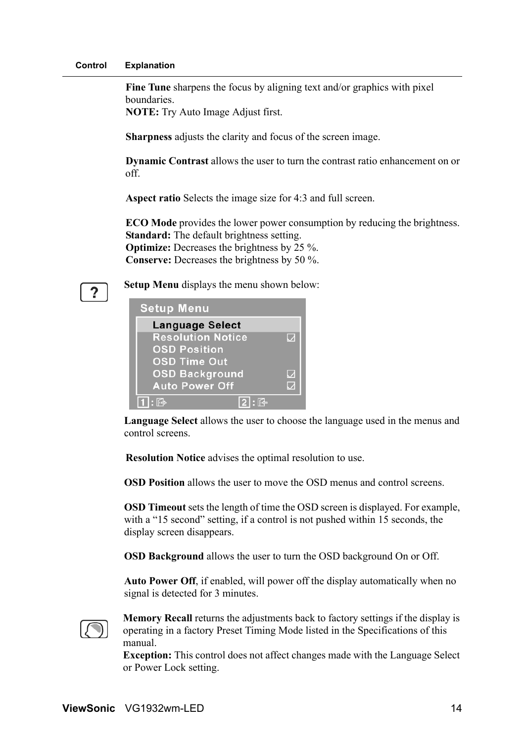| Control | Explanation |
|---|---|

**Fine Tune** sharpens the focus by aligning text and/or graphics with pixel boundaries.
**NOTE:** Try Auto Image Adjust first.

**Sharpness** adjusts the clarity and focus of the screen image.

**Dynamic Contrast** allows the user to turn the contrast ratio enhancement on or off.

**Aspect ratio** Selects the image size for 4:3 and full screen.

**ECO Mode** provides the lower power consumption by reducing the brightness.
**Standard:** The default brightness setting.
**Optimize:** Decreases the brightness by 25 %.
**Conserve:** Decreases the brightness by 50 %.

**Setup Menu** displays the menu shown below:

Setup Menu
- Language Select
- Resolution Notice ☑
- OSD Position
- OSD Time Out
- OSD Background ☑
- Auto Power Off ☑

**Language Select** allows the user to choose the language used in the menus and control screens.

**Resolution Notice** advises the optimal resolution to use.

**OSD Position** allows the user to move the OSD menus and control screens.

**OSD Timeout** sets the length of time the OSD screen is displayed. For example, with a "15 second" setting, if a control is not pushed within 15 seconds, the display screen disappears.

**OSD Background** allows the user to turn the OSD background On or Off.

**Auto Power Off**, if enabled, will power off the display automatically when no signal is detected for 3 minutes.

**Memory Recall** returns the adjustments back to factory settings if the display is operating in a factory Preset Timing Mode listed in the Specifications of this manual.
**Exception:** This control does not affect changes made with the Language Select or Power Lock setting.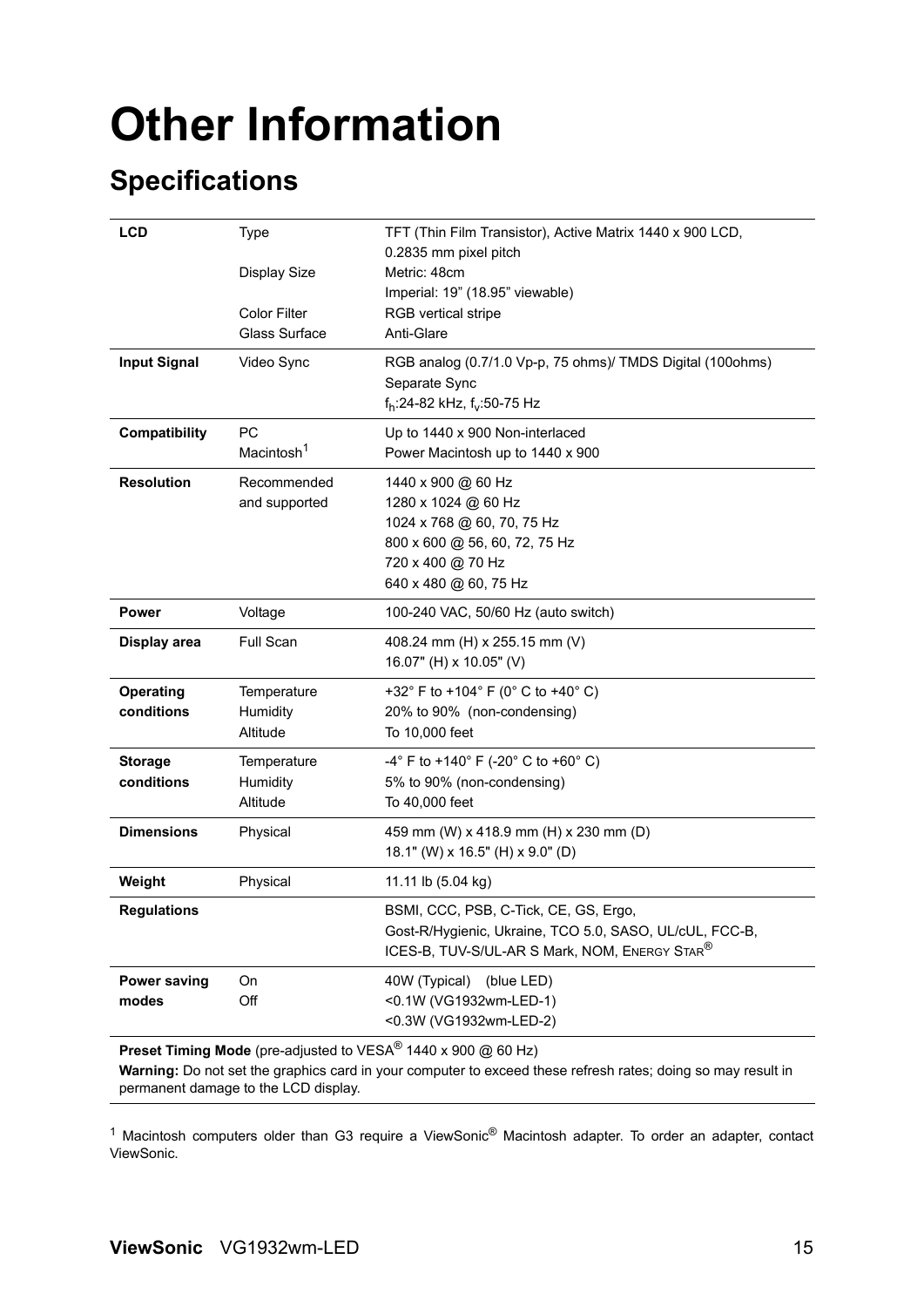# Other Information

## Specifications

| | | |
|---|---|---|
| **LCD** | Type | TFT (Thin Film Transistor), Active Matrix 1440 x 900 LCD, 0.2835 mm pixel pitch |
| | Display Size | Metric: 48cm<br>Imperial: 19" (18.95" viewable) |
| | Color Filter | RGB vertical stripe |
| | Glass Surface | Anti-Glare |
| **Input Signal** | Video Sync | RGB analog (0.7/1.0 Vp-p, 75 ohms)/ TMDS Digital (100ohms)<br>Separate Sync<br>$f_h$:24-82 kHz, $f_v$:50-75 Hz |
| **Compatibility** | PC | Up to 1440 x 900 Non-interlaced |
| | Macintosh[1] | Power Macintosh up to 1440 x 900 |
| **Resolution** | Recommended and supported | 1440 x 900 @ 60 Hz<br>1280 x 1024 @ 60 Hz<br>1024 x 768 @ 60, 70, 75 Hz<br>800 x 600 @ 56, 60, 72, 75 Hz<br>720 x 400 @ 70 Hz<br>640 x 480 @ 60, 75 Hz |
| **Power** | Voltage | 100-240 VAC, 50/60 Hz (auto switch) |
| **Display area** | Full Scan | 408.24 mm (H) x 255.15 mm (V)<br>16.07" (H) x 10.05" (V) |
| **Operating conditions** | Temperature | +32° F to +104° F (0° C to +40° C) |
| | Humidity | 20% to 90% (non-condensing) |
| | Altitude | To 10,000 feet |
| **Storage conditions** | Temperature | -4° F to +140° F (-20° C to +60° C) |
| | Humidity | 5% to 90% (non-condensing) |
| | Altitude | To 40,000 feet |
| **Dimensions** | Physical | 459 mm (W) x 418.9 mm (H) x 230 mm (D)<br>18.1" (W) x 16.5" (H) x 9.0" (D) |
| **Weight** | Physical | 11.11 lb (5.04 kg) |
| **Regulations** | | BSMI, CCC, PSB, C-Tick, CE, GS, Ergo, Gost-R/Hygienic, Ukraine, TCO 5.0, SASO, UL/cUL, FCC-B, ICES-B, TUV-S/UL-AR S Mark, NOM, ENERGY STAR® |
| **Power saving modes** | On | 40W (Typical) (blue LED) |
| | Off | <0.1W (VG1932wm-LED-1)<br><0.3W (VG1932wm-LED-2) |

**Preset Timing Mode** (pre-adjusted to VESA® 1440 x 900 @ 60 Hz)

**Warning:** Do not set the graphics card in your computer to exceed these refresh rates; doing so may result in permanent damage to the LCD display.

[1] Macintosh computers older than G3 require a ViewSonic® Macintosh adapter. To order an adapter, contact ViewSonic.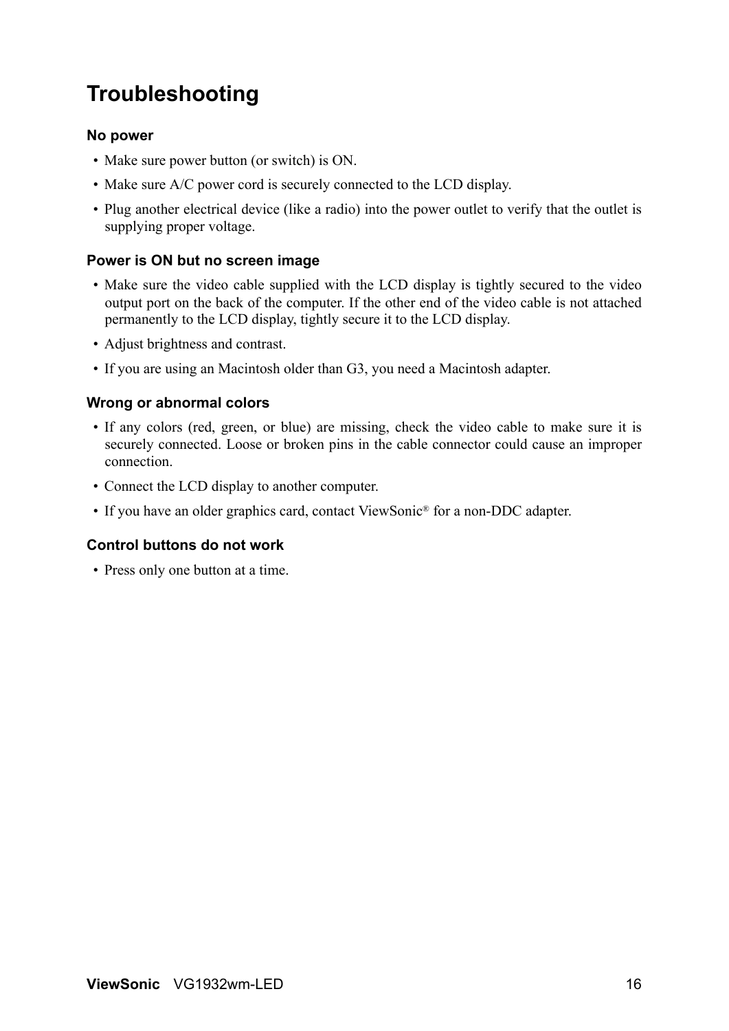# Troubleshooting

### No power

- Make sure power button (or switch) is ON.
- Make sure A/C power cord is securely connected to the LCD display.
- Plug another electrical device (like a radio) into the power outlet to verify that the outlet is supplying proper voltage.

### Power is ON but no screen image

- Make sure the video cable supplied with the LCD display is tightly secured to the video output port on the back of the computer. If the other end of the video cable is not attached permanently to the LCD display, tightly secure it to the LCD display.
- Adjust brightness and contrast.
- If you are using an Macintosh older than G3, you need a Macintosh adapter.

### Wrong or abnormal colors

- If any colors (red, green, or blue) are missing, check the video cable to make sure it is securely connected. Loose or broken pins in the cable connector could cause an improper connection.
- Connect the LCD display to another computer.
- If you have an older graphics card, contact ViewSonic® for a non-DDC adapter.

### Control buttons do not work

- Press only one button at a time.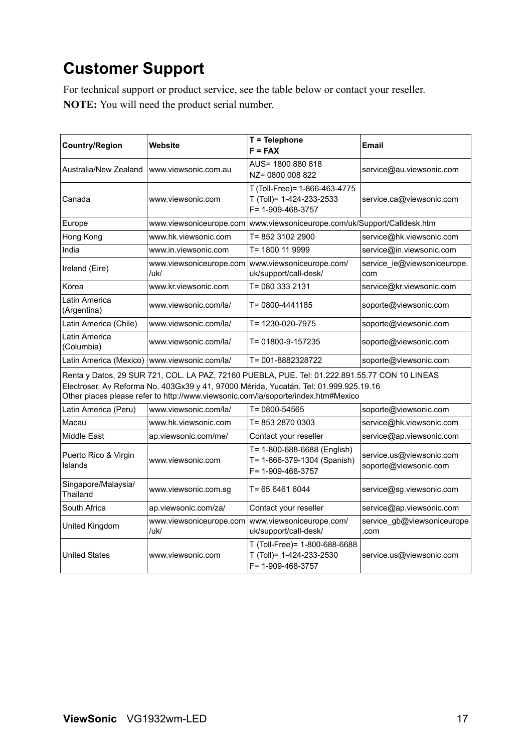# Customer Support

For technical support or product service, see the table below or contact your reseller.

**NOTE:** You will need the product serial number.

| Country/Region | Website | T = Telephone<br>F = FAX | Email |
|---|---|---|---|
| Australia/New Zealand | www.viewsonic.com.au | AUS= 1800 880 818<br>NZ= 0800 008 822 | service@au.viewsonic.com |
| Canada | www.viewsonic.com | T (Toll-Free)= 1-866-463-4775<br>T (Toll)= 1-424-233-2533<br>F= 1-909-468-3757 | service.ca@viewsonic.com |
| Europe | www.viewsoniceurope.com | www.viewsoniceurope.com/uk/Support/Calldesk.htm | |
| Hong Kong | www.hk.viewsonic.com | T= 852 3102 2900 | service@hk.viewsonic.com |
| India | www.in.viewsonic.com | T= 1800 11 9999 | service@in.viewsonic.com |
| Ireland (Eire) | www.viewsoniceurope.com/uk/ | www.viewsoniceurope.com/uk/support/call-desk/ | service_ie@viewsoniceurope.com |
| Korea | www.kr.viewsonic.com | T= 080 333 2131 | service@kr.viewsonic.com |
| Latin America (Argentina) | www.viewsonic.com/la/ | T= 0800-4441185 | soporte@viewsonic.com |
| Latin America (Chile) | www.viewsonic.com/la/ | T= 1230-020-7975 | soporte@viewsonic.com |
| Latin America (Columbia) | www.viewsonic.com/la/ | T= 01800-9-157235 | soporte@viewsonic.com |
| Latin America (Mexico) | www.viewsonic.com/la/ | T= 001-8882328722 | soporte@viewsonic.com |
| Renta y Datos, 29 SUR 721, COL. LA PAZ, 72160 PUEBLA, PUE. Tel: 01.222.891.55.77 CON 10 LINEAS<br>Electroser, Av Reforma No. 403Gx39 y 41, 97000 Mérida, Yucatán. Tel: 01.999.925.19.16<br>Other places please refer to http://www.viewsonic.com/la/soporte/index.htm#Mexico | | | |
| Latin America (Peru) | www.viewsonic.com/la/ | T= 0800-54565 | soporte@viewsonic.com |
| Macau | www.hk.viewsonic.com | T= 853 2870 0303 | service@hk.viewsonic.com |
| Middle East | ap.viewsonic.com/me/ | Contact your reseller | service@ap.viewsonic.com |
| Puerto Rico & Virgin Islands | www.viewsonic.com | T= 1-800-688-6688 (English)<br>T= 1-866-379-1304 (Spanish)<br>F= 1-909-468-3757 | service.us@viewsonic.com<br>soporte@viewsonic.com |
| Singapore/Malaysia/Thailand | www.viewsonic.com.sg | T= 65 6461 6044 | service@sg.viewsonic.com |
| South Africa | ap.viewsonic.com/za/ | Contact your reseller | service@ap.viewsonic.com |
| United Kingdom | www.viewsoniceurope.com/uk/ | www.viewsoniceurope.com/uk/support/call-desk/ | service_gb@viewsoniceurope.com |
| United States | www.viewsonic.com | T (Toll-Free)= 1-800-688-6688<br>T (Toll)= 1-424-233-2530<br>F= 1-909-468-3757 | service.us@viewsonic.com |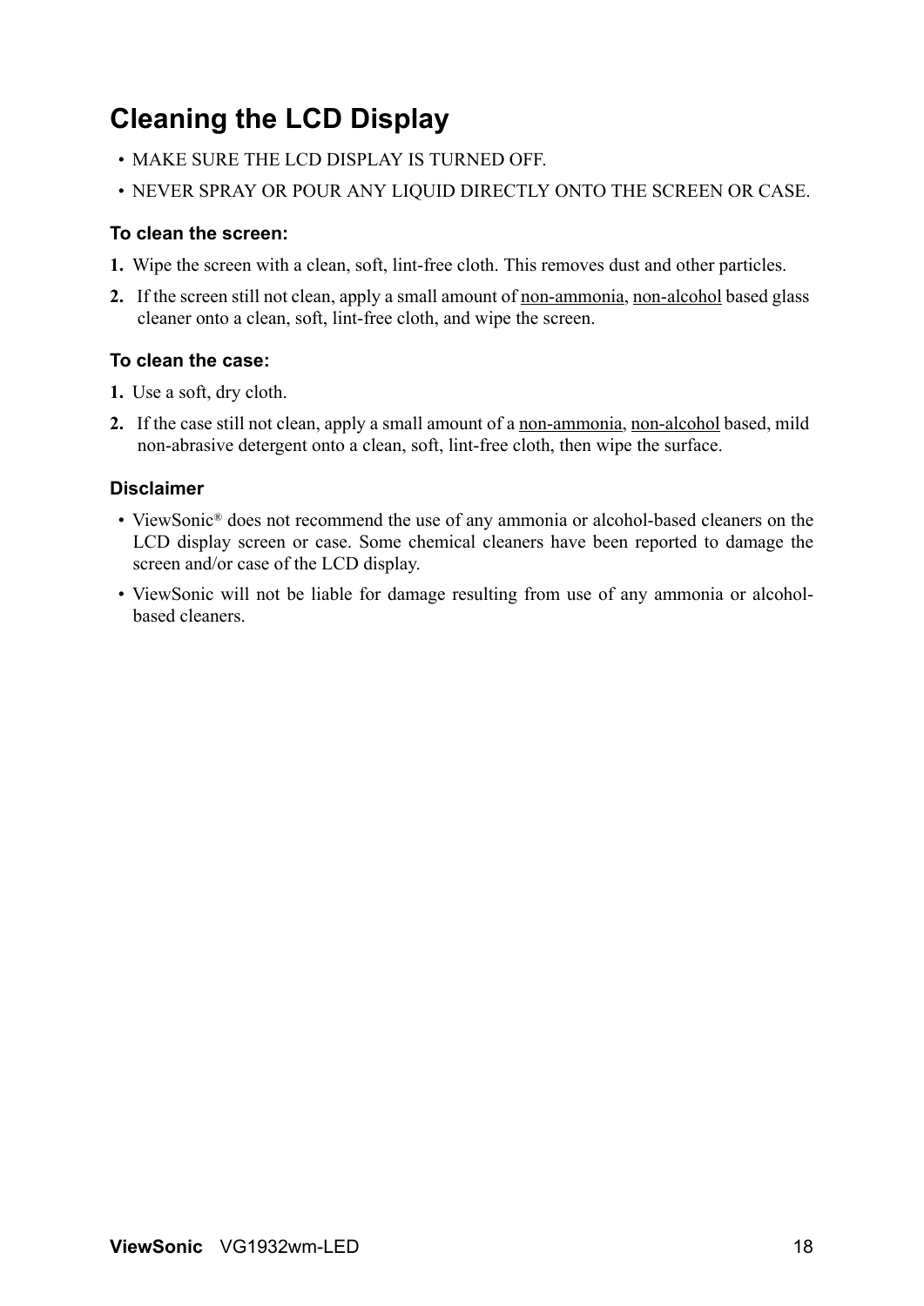# Cleaning the LCD Display

- MAKE SURE THE LCD DISPLAY IS TURNED OFF.
- NEVER SPRAY OR POUR ANY LIQUID DIRECTLY ONTO THE SCREEN OR CASE.

### To clean the screen:

1. Wipe the screen with a clean, soft, lint-free cloth. This removes dust and other particles.
2. If the screen still not clean, apply a small amount of non-ammonia, non-alcohol based glass cleaner onto a clean, soft, lint-free cloth, and wipe the screen.

### To clean the case:

1. Use a soft, dry cloth.
2. If the case still not clean, apply a small amount of a non-ammonia, non-alcohol based, mild non-abrasive detergent onto a clean, soft, lint-free cloth, then wipe the surface.

### Disclaimer

- ViewSonic® does not recommend the use of any ammonia or alcohol-based cleaners on the LCD display screen or case. Some chemical cleaners have been reported to damage the screen and/or case of the LCD display.
- ViewSonic will not be liable for damage resulting from use of any ammonia or alcohol-based cleaners.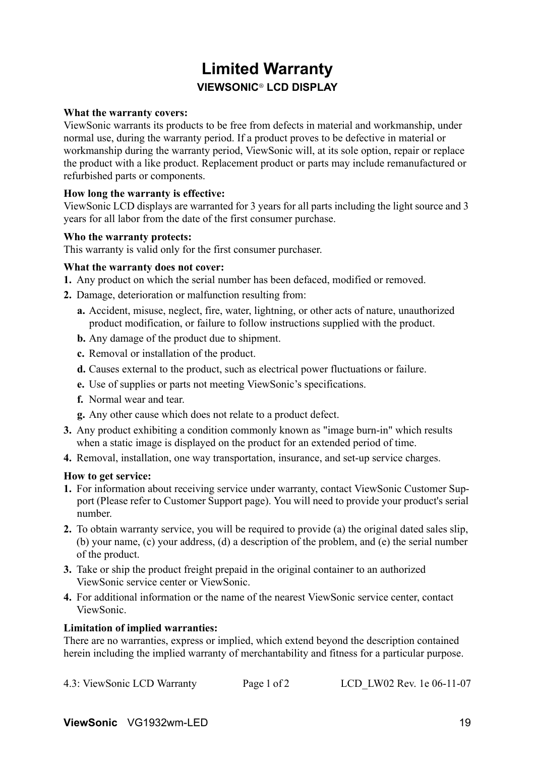# Limited Warranty

## VIEWSONIC® LCD DISPLAY

**What the warranty covers:**

ViewSonic warrants its products to be free from defects in material and workmanship, under normal use, during the warranty period. If a product proves to be defective in material or workmanship during the warranty period, ViewSonic will, at its sole option, repair or replace the product with a like product. Replacement product or parts may include remanufactured or refurbished parts or components.

**How long the warranty is effective:**

ViewSonic LCD displays are warranted for 3 years for all parts including the light source and 3 years for all labor from the date of the first consumer purchase.

**Who the warranty protects:**

This warranty is valid only for the first consumer purchaser.

**What the warranty does not cover:**

1. Any product on which the serial number has been defaced, modified or removed.
2. Damage, deterioration or malfunction resulting from:
   - **a.** Accident, misuse, neglect, fire, water, lightning, or other acts of nature, unauthorized product modification, or failure to follow instructions supplied with the product.
   - **b.** Any damage of the product due to shipment.
   - **c.** Removal or installation of the product.
   - **d.** Causes external to the product, such as electrical power fluctuations or failure.
   - **e.** Use of supplies or parts not meeting ViewSonic's specifications.
   - **f.** Normal wear and tear.
   - **g.** Any other cause which does not relate to a product defect.
3. Any product exhibiting a condition commonly known as "image burn-in" which results when a static image is displayed on the product for an extended period of time.
4. Removal, installation, one way transportation, insurance, and set-up service charges.

**How to get service:**

1. For information about receiving service under warranty, contact ViewSonic Customer Support (Please refer to Customer Support page). You will need to provide your product's serial number.
2. To obtain warranty service, you will be required to provide (a) the original dated sales slip, (b) your name, (c) your address, (d) a description of the problem, and (e) the serial number of the product.
3. Take or ship the product freight prepaid in the original container to an authorized ViewSonic service center or ViewSonic.
4. For additional information or the name of the nearest ViewSonic service center, contact ViewSonic.

**Limitation of implied warranties:**

There are no warranties, express or implied, which extend beyond the description contained herein including the implied warranty of merchantability and fitness for a particular purpose.

4.3: ViewSonic LCD Warranty    Page 1 of 2    LCD_LW02 Rev. 1e 06-11-07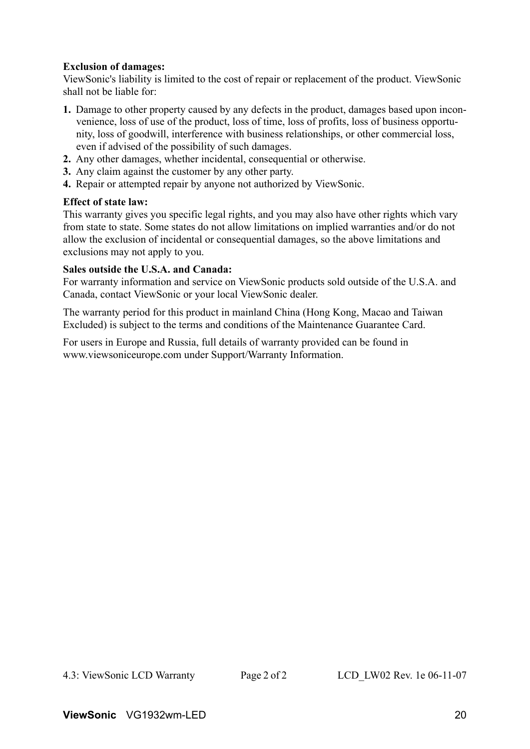**Exclusion of damages:**
ViewSonic's liability is limited to the cost of repair or replacement of the product. ViewSonic shall not be liable for:

1. Damage to other property caused by any defects in the product, damages based upon inconvenience, loss of use of the product, loss of time, loss of profits, loss of business opportunity, loss of goodwill, interference with business relationships, or other commercial loss, even if advised of the possibility of such damages.
2. Any other damages, whether incidental, consequential or otherwise.
3. Any claim against the customer by any other party.
4. Repair or attempted repair by anyone not authorized by ViewSonic.

**Effect of state law:**
This warranty gives you specific legal rights, and you may also have other rights which vary from state to state. Some states do not allow limitations on implied warranties and/or do not allow the exclusion of incidental or consequential damages, so the above limitations and exclusions may not apply to you.

**Sales outside the U.S.A. and Canada:**
For warranty information and service on ViewSonic products sold outside of the U.S.A. and Canada, contact ViewSonic or your local ViewSonic dealer.

The warranty period for this product in mainland China (Hong Kong, Macao and Taiwan Excluded) is subject to the terms and conditions of the Maintenance Guarantee Card.

For users in Europe and Russia, full details of warranty provided can be found in www.viewsoniceurope.com under Support/Warranty Information.

4.3: ViewSonic LCD Warranty Page 2 of 2 LCD_LW02 Rev. 1e 06-11-07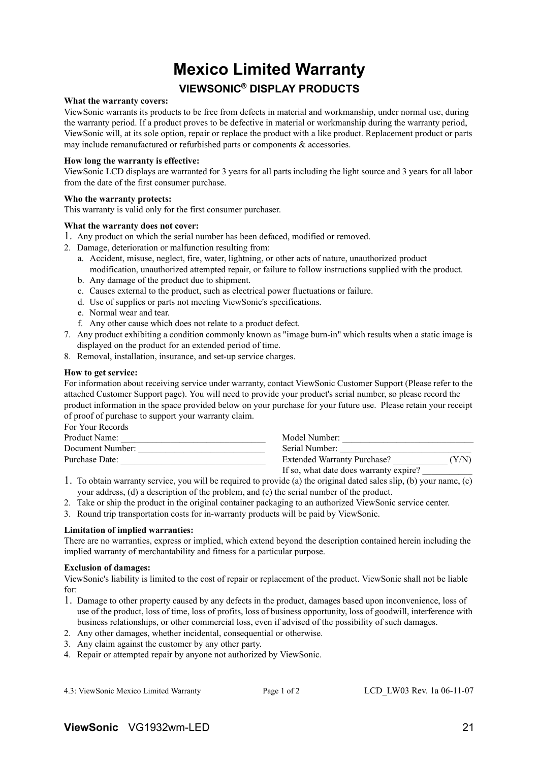# Mexico Limited Warranty

## VIEWSONIC® DISPLAY PRODUCTS

**What the warranty covers:**

ViewSonic warrants its products to be free from defects in material and workmanship, under normal use, during the warranty period. If a product proves to be defective in material or workmanship during the warranty period, ViewSonic will, at its sole option, repair or replace the product with a like product. Replacement product or parts may include remanufactured or refurbished parts or components & accessories.

**How long the warranty is effective:**

ViewSonic LCD displays are warranted for 3 years for all parts including the light source and 3 years for all labor from the date of the first consumer purchase.

**Who the warranty protects:**

This warranty is valid only for the first consumer purchaser.

**What the warranty does not cover:**

1. Any product on which the serial number has been defaced, modified or removed.
2. Damage, deterioration or malfunction resulting from:
   a. Accident, misuse, neglect, fire, water, lightning, or other acts of nature, unauthorized product modification, unauthorized attempted repair, or failure to follow instructions supplied with the product.
   b. Any damage of the product due to shipment.
   c. Causes external to the product, such as electrical power fluctuations or failure.
   d. Use of supplies or parts not meeting ViewSonic's specifications.
   e. Normal wear and tear.
   f. Any other cause which does not relate to a product defect.
7. Any product exhibiting a condition commonly known as "image burn-in" which results when a static image is displayed on the product for an extended period of time.
8. Removal, installation, insurance, and set-up service charges.

**How to get service:**

For information about receiving service under warranty, contact ViewSonic Customer Support (Please refer to the attached Customer Support page). You will need to provide your product's serial number, so please record the product information in the space provided below on your purchase for your future use. Please retain your receipt of proof of purchase to support your warranty claim.

For Your Records

| | |
|---|---|
| Product Name: ______________________ | Model Number: ______________________ |
| Document Number: ______________________ | Serial Number: ______________________ |
| Purchase Date: ______________________ | Extended Warranty Purchase? __________ (Y/N) |
| | If so, what date does warranty expire? __________ |

1. To obtain warranty service, you will be required to provide (a) the original dated sales slip, (b) your name, (c) your address, (d) a description of the problem, and (e) the serial number of the product.
2. Take or ship the product in the original container packaging to an authorized ViewSonic service center.
3. Round trip transportation costs for in-warranty products will be paid by ViewSonic.

**Limitation of implied warranties:**

There are no warranties, express or implied, which extend beyond the description contained herein including the implied warranty of merchantability and fitness for a particular purpose.

**Exclusion of damages:**

ViewSonic's liability is limited to the cost of repair or replacement of the product. ViewSonic shall not be liable for:

1. Damage to other property caused by any defects in the product, damages based upon inconvenience, loss of use of the product, loss of time, loss of profits, loss of business opportunity, loss of goodwill, interference with business relationships, or other commercial loss, even if advised of the possibility of such damages.
2. Any other damages, whether incidental, consequential or otherwise.
3. Any claim against the customer by any other party.
4. Repair or attempted repair by anyone not authorized by ViewSonic.

4.3: ViewSonic Mexico Limited Warranty Page 1 of 2 LCD_LW03 Rev. 1a 06-11-07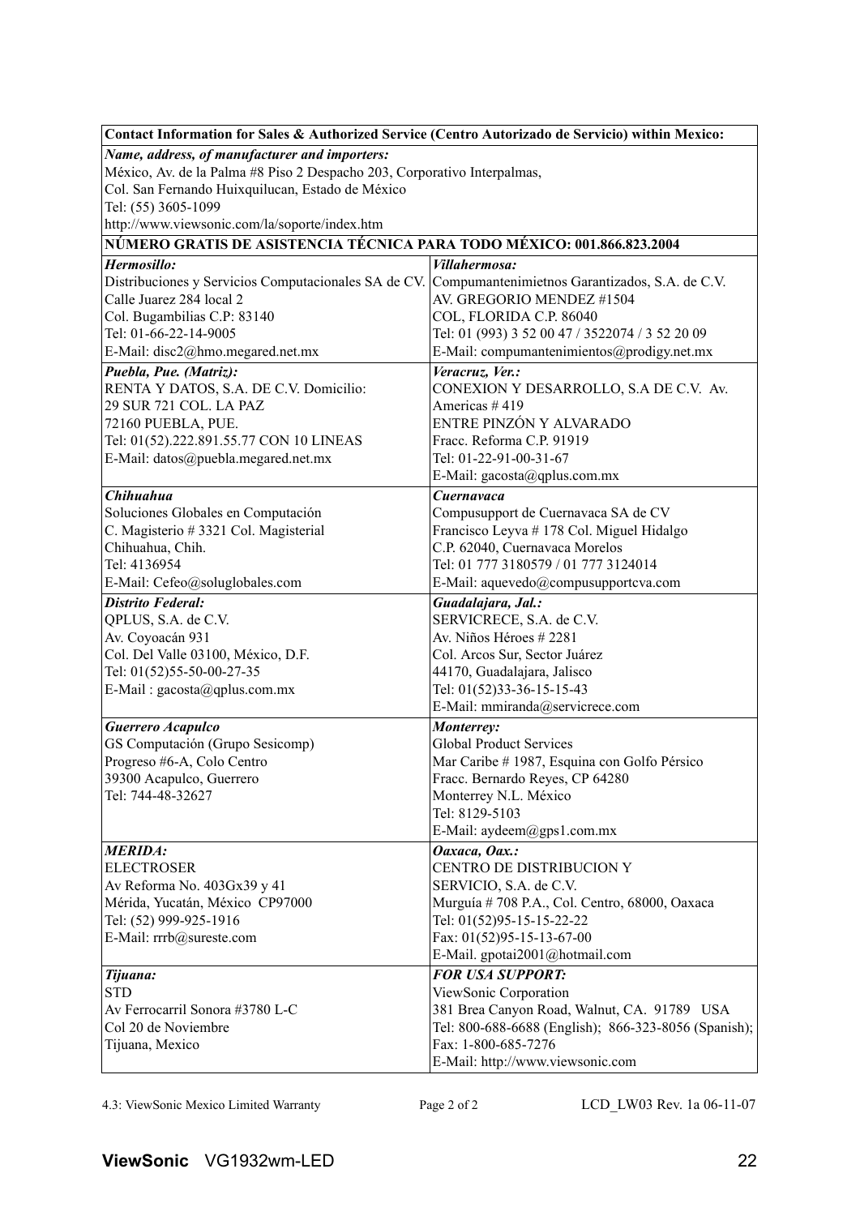| Contact Information for Sales & Authorized Service (Centro Autorizado de Servicio) within Mexico: | |
|---|---|
| ***Name, address, of manufacturer and importers:***<br>México, Av. de la Palma #8 Piso 2 Despacho 203, Corporativo Interpalmas,<br>Col. San Fernando Huixquilucan, Estado de México<br>Tel: (55) 3605-1099<br>http://www.viewsonic.com/la/soporte/index.htm | |
| **NÚMERO GRATIS DE ASISTENCIA TÉCNICA PARA TODO MÉXICO: 001.866.823.2004** | |
| ***Hermosillo:***<br>Distribuciones y Servicios Computacionales SA de CV.<br>Calle Juarez 284 local 2<br>Col. Bugambilias C.P: 83140<br>Tel: 01-66-22-14-9005<br>E-Mail: disc2@hmo.megared.net.mx | ***Villahermosa:***<br>Compumantenimietnos Garantizados, S.A. de C.V.<br>AV. GREGORIO MENDEZ #1504<br>COL, FLORIDA C.P. 86040<br>Tel: 01 (993) 3 52 00 47 / 3522074 / 3 52 20 09<br>E-Mail: compumantenimientos@prodigy.net.mx |
| ***Puebla, Pue. (Matriz):***<br>RENTA Y DATOS, S.A. DE C.V. Domicilio:<br>29 SUR 721 COL. LA PAZ<br>72160 PUEBLA, PUE.<br>Tel: 01(52).222.891.55.77 CON 10 LINEAS<br>E-Mail: datos@puebla.megared.net.mx | ***Veracruz, Ver.:***<br>CONEXION Y DESARROLLO, S.A DE C.V. Av.<br>Americas # 419<br>ENTRE PINZÓN Y ALVARADO<br>Fracc. Reforma C.P. 91919<br>Tel: 01-22-91-00-31-67<br>E-Mail: gacosta@qplus.com.mx |
| ***Chihuahua***<br>Soluciones Globales en Computación<br>C. Magisterio # 3321 Col. Magisterial<br>Chihuahua, Chih.<br>Tel: 4136954<br>E-Mail: Cefeo@soluglobales.com | ***Cuernavaca***<br>Compusupport de Cuernavaca SA de CV<br>Francisco Leyva # 178 Col. Miguel Hidalgo<br>C.P. 62040, Cuernavaca Morelos<br>Tel: 01 777 3180579 / 01 777 3124014<br>E-Mail: aquevedo@compusupportcva.com |
| ***Distrito Federal:***<br>QPLUS, S.A. de C.V.<br>Av. Coyoacán 931<br>Col. Del Valle 03100, México, D.F.<br>Tel: 01(52)55-50-00-27-35<br>E-Mail : gacosta@qplus.com.mx | ***Guadalajara, Jal.:***<br>SERVICRECE, S.A. de C.V.<br>Av. Niños Héroes # 2281<br>Col. Arcos Sur, Sector Juárez<br>44170, Guadalajara, Jalisco<br>Tel: 01(52)33-36-15-15-43<br>E-Mail: mmiranda@servicrece.com |
| ***Guerrero Acapulco***<br>GS Computación (Grupo Sesicomp)<br>Progreso #6-A, Colo Centro<br>39300 Acapulco, Guerrero<br>Tel: 744-48-32627 | ***Monterrey:***<br>Global Product Services<br>Mar Caribe # 1987, Esquina con Golfo Pérsico<br>Fracc. Bernardo Reyes, CP 64280<br>Monterrey N.L. México<br>Tel: 8129-5103<br>E-Mail: aydeem@gps1.com.mx |
| ***MERIDA:***<br>ELECTROSER<br>Av Reforma No. 403Gx39 y 41<br>Mérida, Yucatán, México CP97000<br>Tel: (52) 999-925-1916<br>E-Mail: rrrb@sureste.com | ***Oaxaca, Oax.:***<br>CENTRO DE DISTRIBUCION Y<br>SERVICIO, S.A. de C.V.<br>Murguía # 708 P.A., Col. Centro, 68000, Oaxaca<br>Tel: 01(52)95-15-15-22-22<br>Fax: 01(52)95-15-13-67-00<br>E-Mail. gpotai2001@hotmail.com |
| ***Tijuana:***<br>STD<br>Av Ferrocarril Sonora #3780 L-C<br>Col 20 de Noviembre<br>Tijuana, Mexico | ***FOR USA SUPPORT:***<br>ViewSonic Corporation<br>381 Brea Canyon Road, Walnut, CA. 91789 USA<br>Tel: 800-688-6688 (English); 866-323-8056 (Spanish);<br>Fax: 1-800-685-7276<br>E-Mail: http://www.viewsonic.com |

4.3: ViewSonic Mexico Limited Warranty | LCD_LW03 Rev. 1a 06-11-07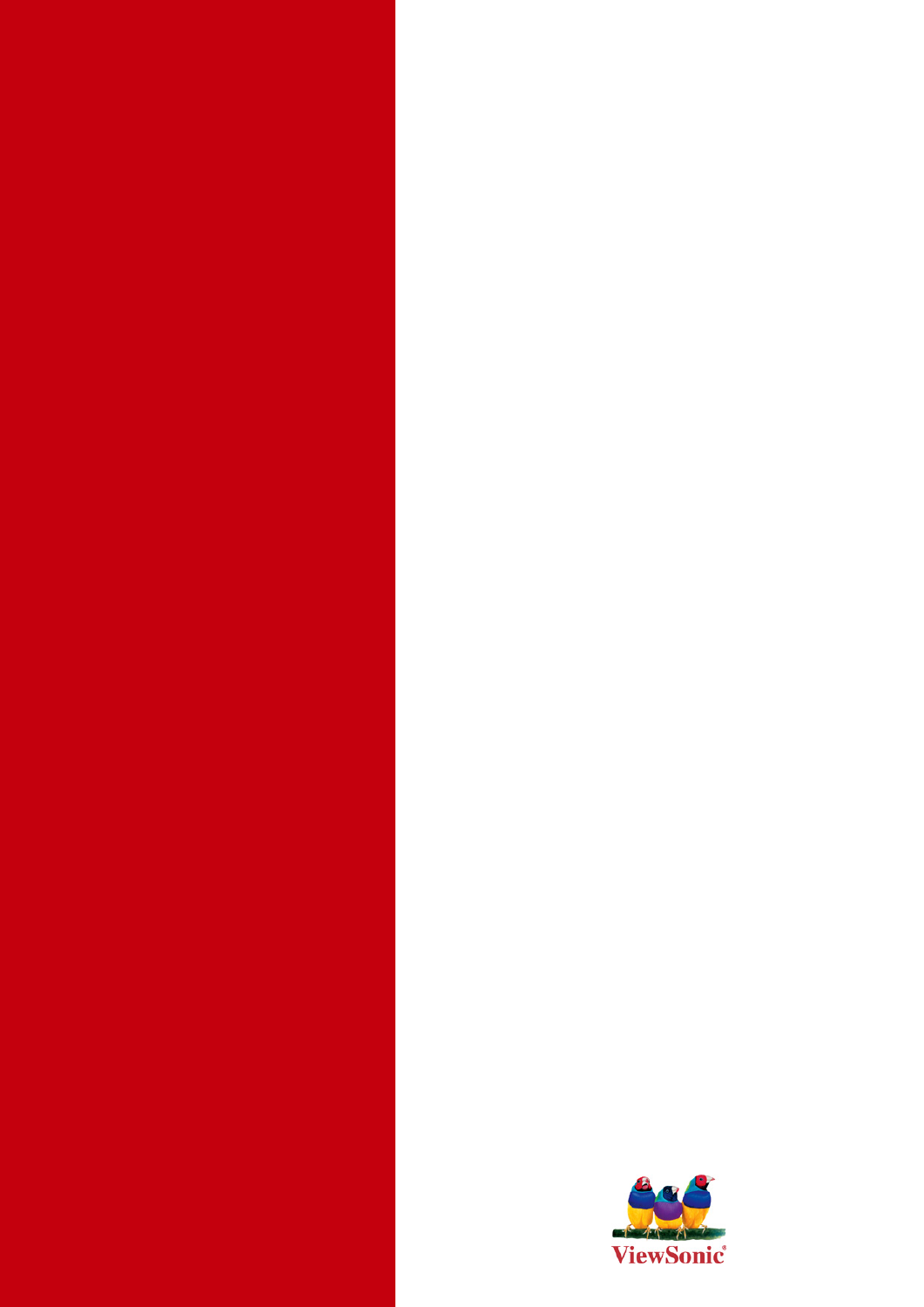ViewSonic®